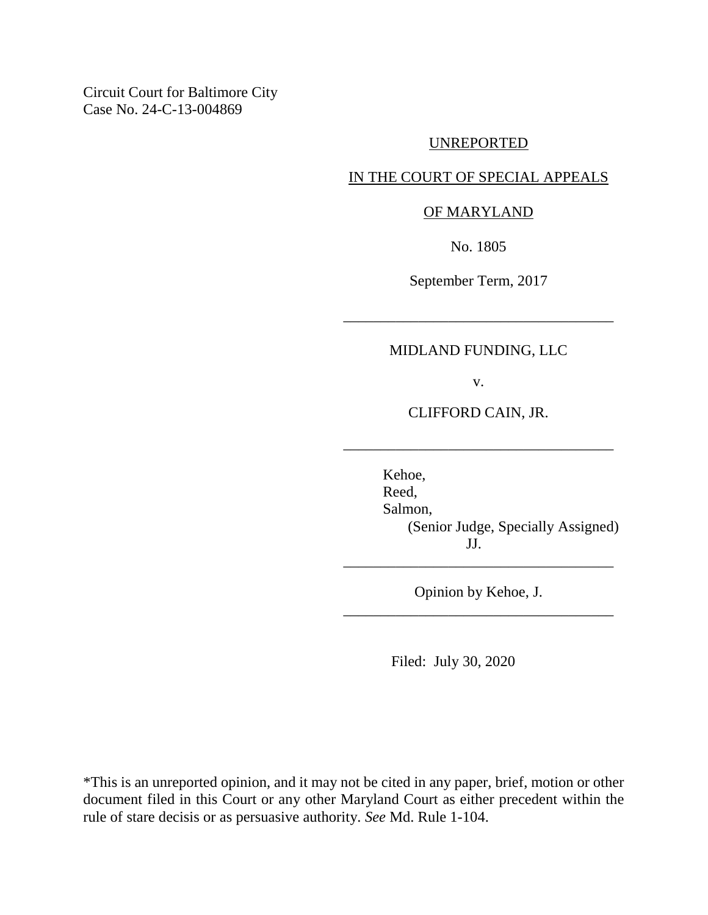Circuit Court for Baltimore City
Case No. 24-C-13-004869

UNREPORTED

IN THE COURT OF SPECIAL APPEALS

OF MARYLAND

No. 1805

September Term, 2017

---

MIDLAND FUNDING, LLC

v.

CLIFFORD CAIN, JR.

---

Kehoe,
Reed,
Salmon,
(Senior Judge, Specially Assigned)
JJ.

---

Opinion by Kehoe, J.

---

Filed: July 30, 2020

*This is an unreported opinion, and it may not be cited in any paper, brief, motion or other document filed in this Court or any other Maryland Court as either precedent within the rule of stare decisis or as persuasive authority. *See* Md. Rule 1-104.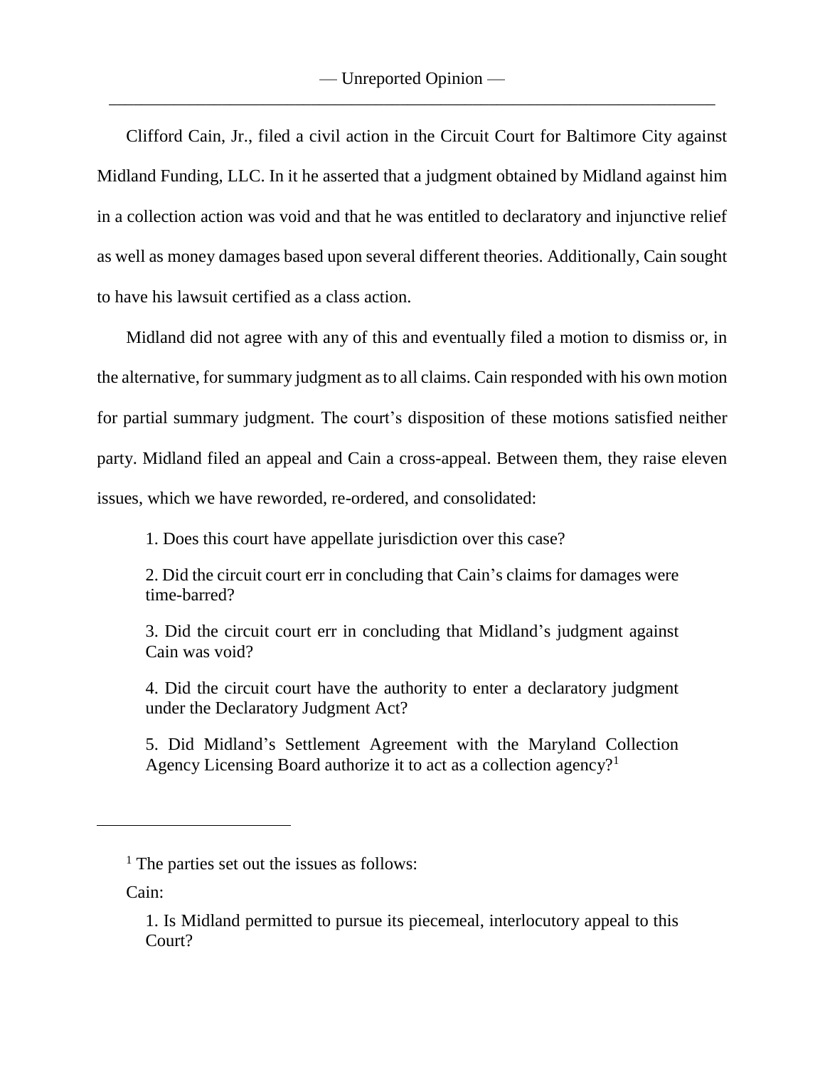Clifford Cain, Jr., filed a civil action in the Circuit Court for Baltimore City against Midland Funding, LLC. In it he asserted that a judgment obtained by Midland against him in a collection action was void and that he was entitled to declaratory and injunctive relief as well as money damages based upon several different theories. Additionally, Cain sought to have his lawsuit certified as a class action.

Midland did not agree with any of this and eventually filed a motion to dismiss or, in the alternative, for summary judgment as to all claims. Cain responded with his own motion for partial summary judgment. The court's disposition of these motions satisfied neither party. Midland filed an appeal and Cain a cross-appeal. Between them, they raise eleven issues, which we have reworded, re-ordered, and consolidated:

> 1. Does this court have appellate jurisdiction over this case?
>
> 2. Did the circuit court err in concluding that Cain's claims for damages were time-barred?
>
> 3. Did the circuit court err in concluding that Midland's judgment against Cain was void?
>
> 4. Did the circuit court have the authority to enter a declaratory judgment under the Declaratory Judgment Act?
>
> 5. Did Midland's Settlement Agreement with the Maryland Collection Agency Licensing Board authorize it to act as a collection agency?[1]

---

[1] The parties set out the issues as follows:

Cain:

> 1. Is Midland permitted to pursue its piecemeal, interlocutory appeal to this Court?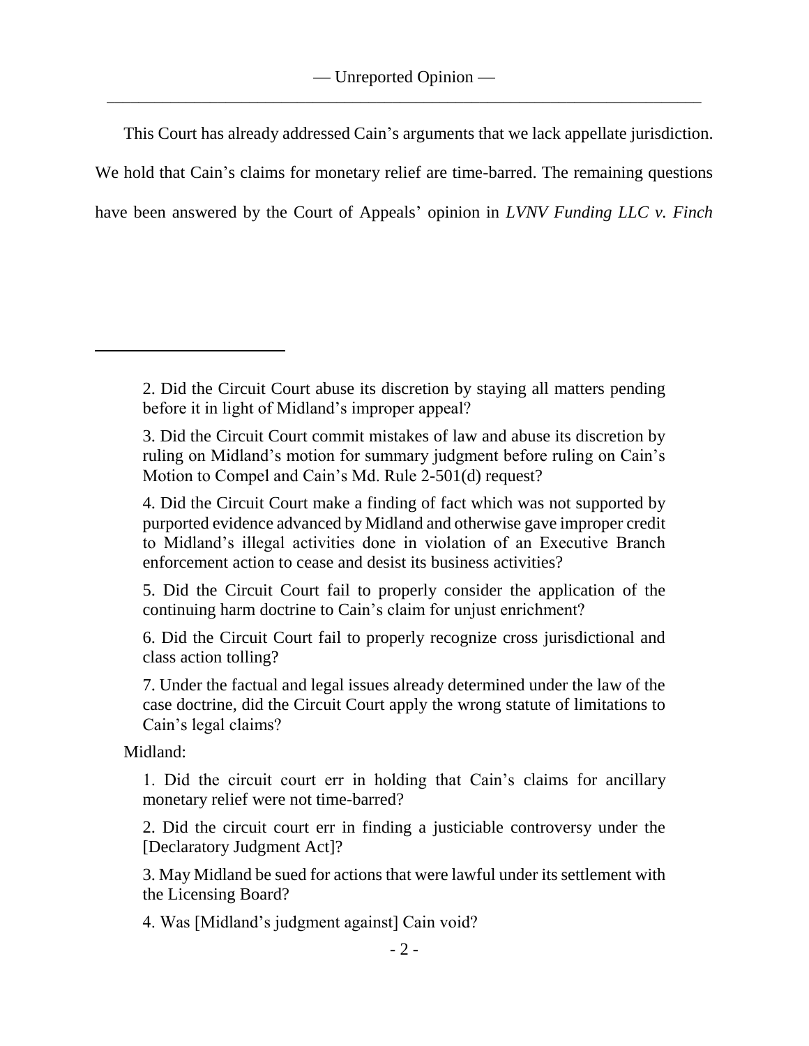This Court has already addressed Cain's arguments that we lack appellate jurisdiction. We hold that Cain's claims for monetary relief are time-barred. The remaining questions have been answered by the Court of Appeals' opinion in *LVNV Funding LLC v. Finch*

---

> 2. Did the Circuit Court abuse its discretion by staying all matters pending before it in light of Midland's improper appeal?
>
> 3. Did the Circuit Court commit mistakes of law and abuse its discretion by ruling on Midland's motion for summary judgment before ruling on Cain's Motion to Compel and Cain's Md. Rule 2-501(d) request?
>
> 4. Did the Circuit Court make a finding of fact which was not supported by purported evidence advanced by Midland and otherwise gave improper credit to Midland's illegal activities done in violation of an Executive Branch enforcement action to cease and desist its business activities?
>
> 5. Did the Circuit Court fail to properly consider the application of the continuing harm doctrine to Cain's claim for unjust enrichment?
>
> 6. Did the Circuit Court fail to properly recognize cross jurisdictional and class action tolling?
>
> 7. Under the factual and legal issues already determined under the law of the case doctrine, did the Circuit Court apply the wrong statute of limitations to Cain's legal claims?

Midland:

> 1. Did the circuit court err in holding that Cain's claims for ancillary monetary relief were not time-barred?
>
> 2. Did the circuit court err in finding a justiciable controversy under the [Declaratory Judgment Act]?
>
> 3. May Midland be sued for actions that were lawful under its settlement with the Licensing Board?
>
> 4. Was [Midland's judgment against] Cain void?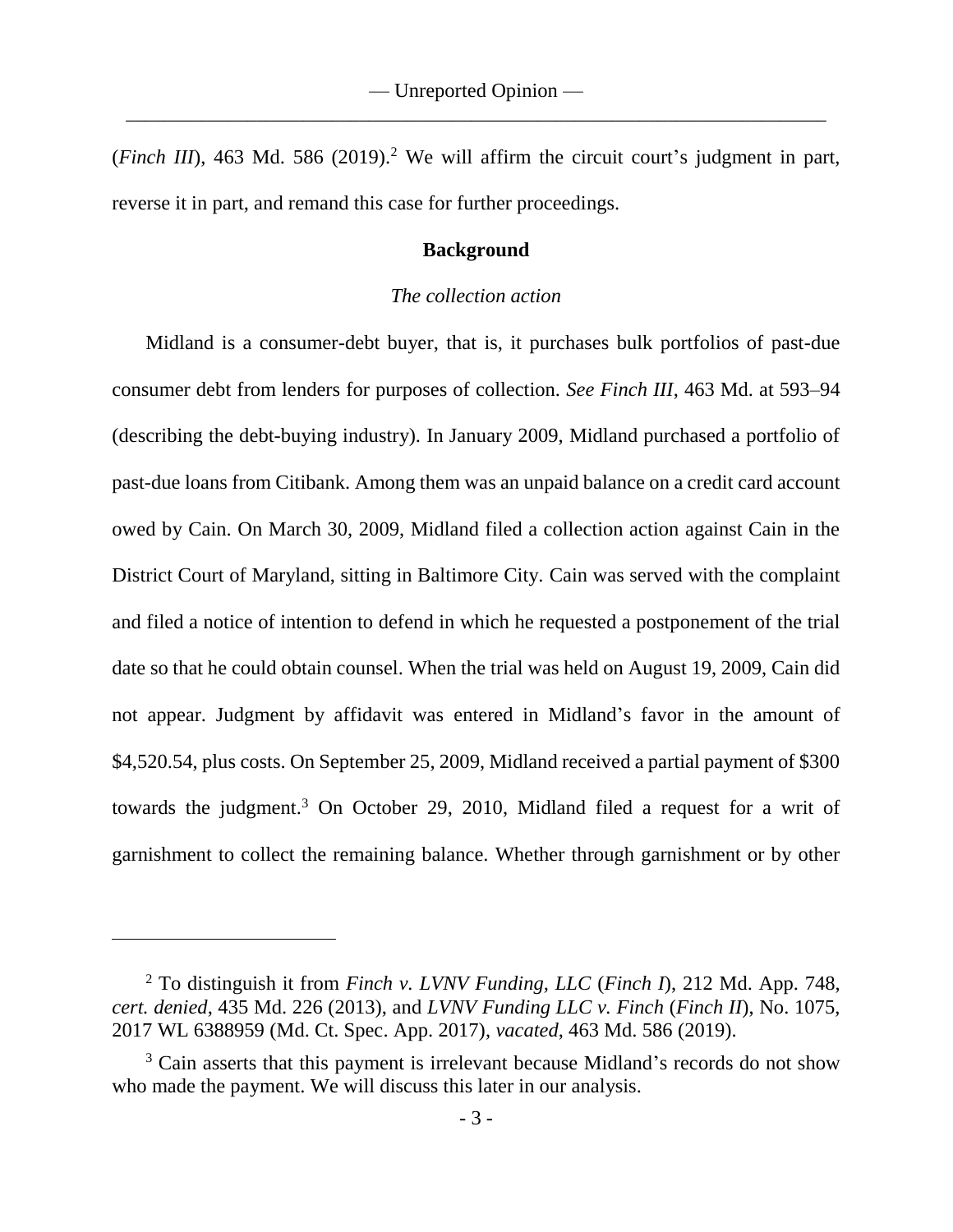(*Finch III*), 463 Md. 586 (2019).[2] We will affirm the circuit court's judgment in part, reverse it in part, and remand this case for further proceedings.

## Background

### *The collection action*

Midland is a consumer-debt buyer, that is, it purchases bulk portfolios of past-due consumer debt from lenders for purposes of collection. *See Finch III*, 463 Md. at 593–94 (describing the debt-buying industry). In January 2009, Midland purchased a portfolio of past-due loans from Citibank. Among them was an unpaid balance on a credit card account owed by Cain. On March 30, 2009, Midland filed a collection action against Cain in the District Court of Maryland, sitting in Baltimore City. Cain was served with the complaint and filed a notice of intention to defend in which he requested a postponement of the trial date so that he could obtain counsel. When the trial was held on August 19, 2009, Cain did not appear. Judgment by affidavit was entered in Midland's favor in the amount of $4,520.54, plus costs. On September 25, 2009, Midland received a partial payment of $300 towards the judgment.[3] On October 29, 2010, Midland filed a request for a writ of garnishment to collect the remaining balance. Whether through garnishment or by other

---

[2] To distinguish it from *Finch v. LVNV Funding, LLC* (*Finch I*), 212 Md. App. 748, *cert. denied*, 435 Md. 226 (2013), and *LVNV Funding LLC v. Finch* (*Finch II*), No. 1075, 2017 WL 6388959 (Md. Ct. Spec. App. 2017), *vacated*, 463 Md. 586 (2019).

[3] Cain asserts that this payment is irrelevant because Midland's records do not show who made the payment. We will discuss this later in our analysis.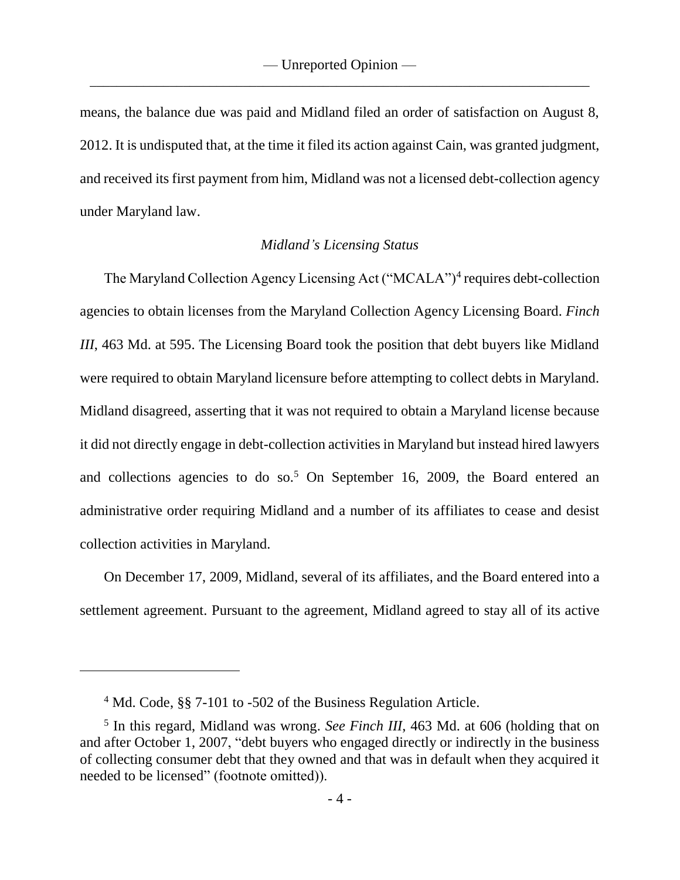means, the balance due was paid and Midland filed an order of satisfaction on August 8, 2012. It is undisputed that, at the time it filed its action against Cain, was granted judgment, and received its first payment from him, Midland was not a licensed debt-collection agency under Maryland law.

*Midland's Licensing Status*

The Maryland Collection Agency Licensing Act ("MCALA")[4] requires debt-collection agencies to obtain licenses from the Maryland Collection Agency Licensing Board. *Finch III*, 463 Md. at 595. The Licensing Board took the position that debt buyers like Midland were required to obtain Maryland licensure before attempting to collect debts in Maryland. Midland disagreed, asserting that it was not required to obtain a Maryland license because it did not directly engage in debt-collection activities in Maryland but instead hired lawyers and collections agencies to do so.[5] On September 16, 2009, the Board entered an administrative order requiring Midland and a number of its affiliates to cease and desist collection activities in Maryland.

On December 17, 2009, Midland, several of its affiliates, and the Board entered into a settlement agreement. Pursuant to the agreement, Midland agreed to stay all of its active

---

[4] Md. Code, §§ 7-101 to -502 of the Business Regulation Article.

[5] In this regard, Midland was wrong. *See Finch III*, 463 Md. at 606 (holding that on and after October 1, 2007, "debt buyers who engaged directly or indirectly in the business of collecting consumer debt that they owned and that was in default when they acquired it needed to be licensed" (footnote omitted)).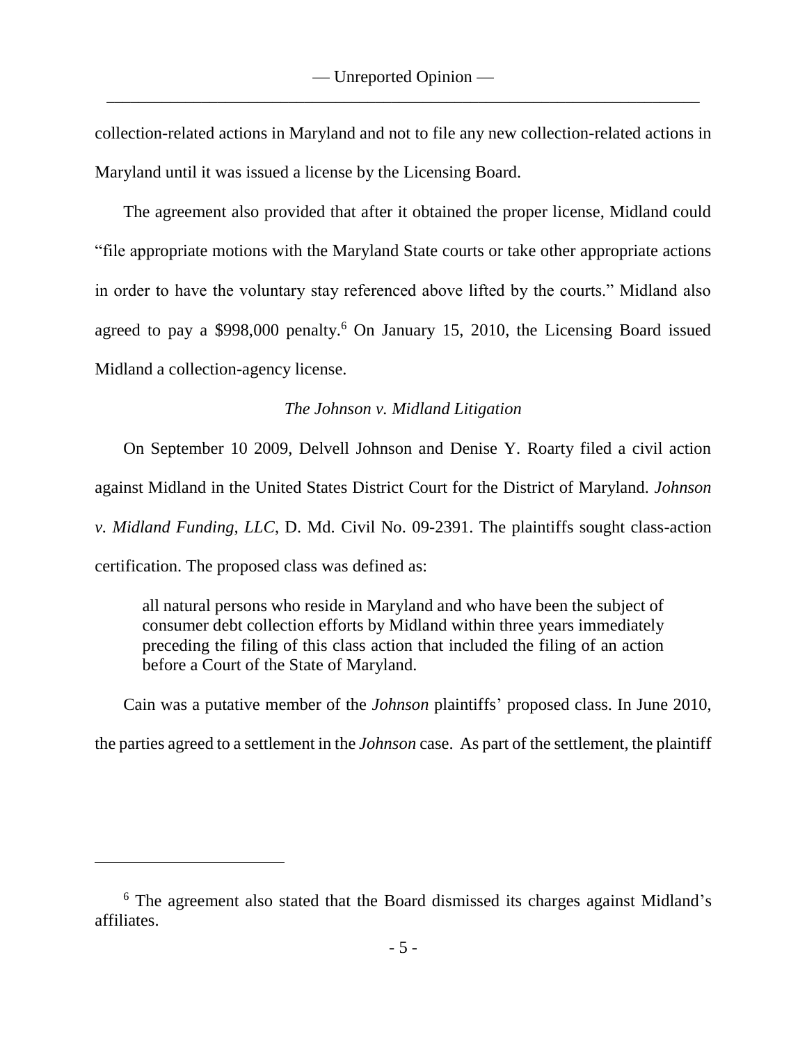collection-related actions in Maryland and not to file any new collection-related actions in Maryland until it was issued a license by the Licensing Board.

The agreement also provided that after it obtained the proper license, Midland could "file appropriate motions with the Maryland State courts or take other appropriate actions in order to have the voluntary stay referenced above lifted by the courts." Midland also agreed to pay a $998,000 penalty.[6] On January 15, 2010, the Licensing Board issued Midland a collection-agency license.

*The Johnson v. Midland Litigation*

On September 10 2009, Delvell Johnson and Denise Y. Roarty filed a civil action against Midland in the United States District Court for the District of Maryland. *Johnson v. Midland Funding, LLC*, D. Md. Civil No. 09-2391. The plaintiffs sought class-action certification. The proposed class was defined as:

> all natural persons who reside in Maryland and who have been the subject of consumer debt collection efforts by Midland within three years immediately preceding the filing of this class action that included the filing of an action before a Court of the State of Maryland.

Cain was a putative member of the *Johnson* plaintiffs' proposed class. In June 2010, the parties agreed to a settlement in the *Johnson* case. As part of the settlement, the plaintiff

[6] The agreement also stated that the Board dismissed its charges against Midland's affiliates.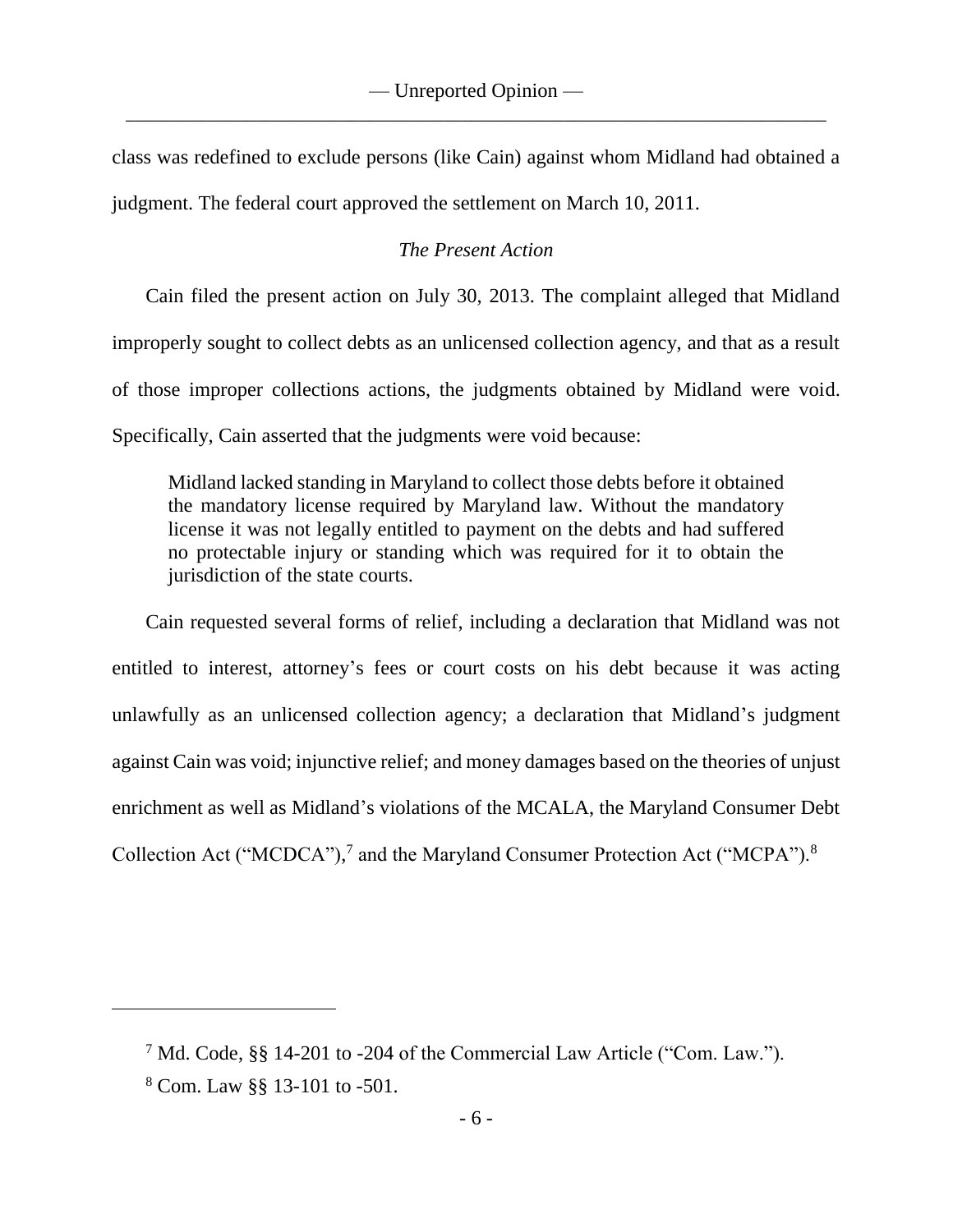class was redefined to exclude persons (like Cain) against whom Midland had obtained a judgment. The federal court approved the settlement on March 10, 2011.

### *The Present Action*

Cain filed the present action on July 30, 2013. The complaint alleged that Midland improperly sought to collect debts as an unlicensed collection agency, and that as a result of those improper collections actions, the judgments obtained by Midland were void. Specifically, Cain asserted that the judgments were void because:

> Midland lacked standing in Maryland to collect those debts before it obtained the mandatory license required by Maryland law. Without the mandatory license it was not legally entitled to payment on the debts and had suffered no protectable injury or standing which was required for it to obtain the jurisdiction of the state courts.

Cain requested several forms of relief, including a declaration that Midland was not entitled to interest, attorney's fees or court costs on his debt because it was acting unlawfully as an unlicensed collection agency; a declaration that Midland's judgment against Cain was void; injunctive relief; and money damages based on the theories of unjust enrichment as well as Midland's violations of the MCALA, the Maryland Consumer Debt Collection Act ("MCDCA"),[7] and the Maryland Consumer Protection Act ("MCPA").[8]

---

[7] Md. Code, §§ 14-201 to -204 of the Commercial Law Article ("Com. Law.").

[8] Com. Law §§ 13-101 to -501.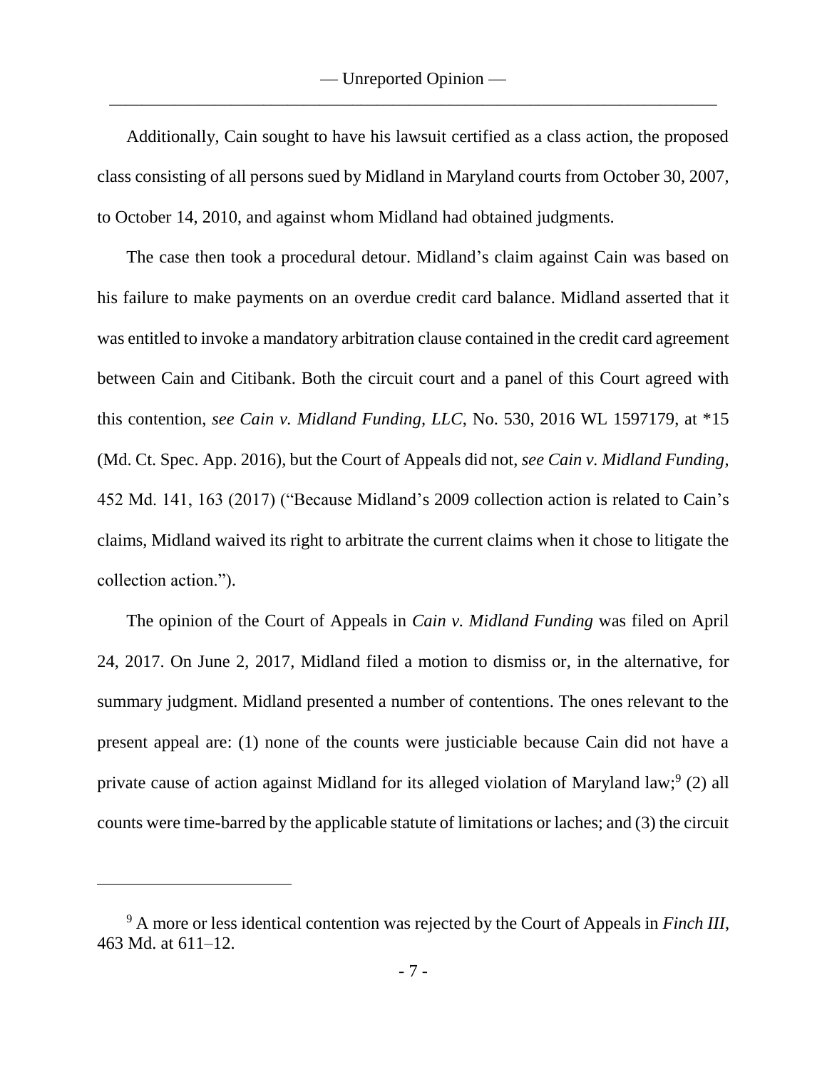Additionally, Cain sought to have his lawsuit certified as a class action, the proposed class consisting of all persons sued by Midland in Maryland courts from October 30, 2007, to October 14, 2010, and against whom Midland had obtained judgments.

The case then took a procedural detour. Midland's claim against Cain was based on his failure to make payments on an overdue credit card balance. Midland asserted that it was entitled to invoke a mandatory arbitration clause contained in the credit card agreement between Cain and Citibank. Both the circuit court and a panel of this Court agreed with this contention, *see Cain v. Midland Funding, LLC*, No. 530, 2016 WL 1597179, at *15 (Md. Ct. Spec. App. 2016), but the Court of Appeals did not, *see Cain v. Midland Funding*, 452 Md. 141, 163 (2017) ("Because Midland's 2009 collection action is related to Cain's claims, Midland waived its right to arbitrate the current claims when it chose to litigate the collection action.").

The opinion of the Court of Appeals in *Cain v. Midland Funding* was filed on April 24, 2017. On June 2, 2017, Midland filed a motion to dismiss or, in the alternative, for summary judgment. Midland presented a number of contentions. The ones relevant to the present appeal are: (1) none of the counts were justiciable because Cain did not have a private cause of action against Midland for its alleged violation of Maryland law;[9] (2) all counts were time-barred by the applicable statute of limitations or laches; and (3) the circuit

---

[9] A more or less identical contention was rejected by the Court of Appeals in *Finch III*, 463 Md. at 611–12.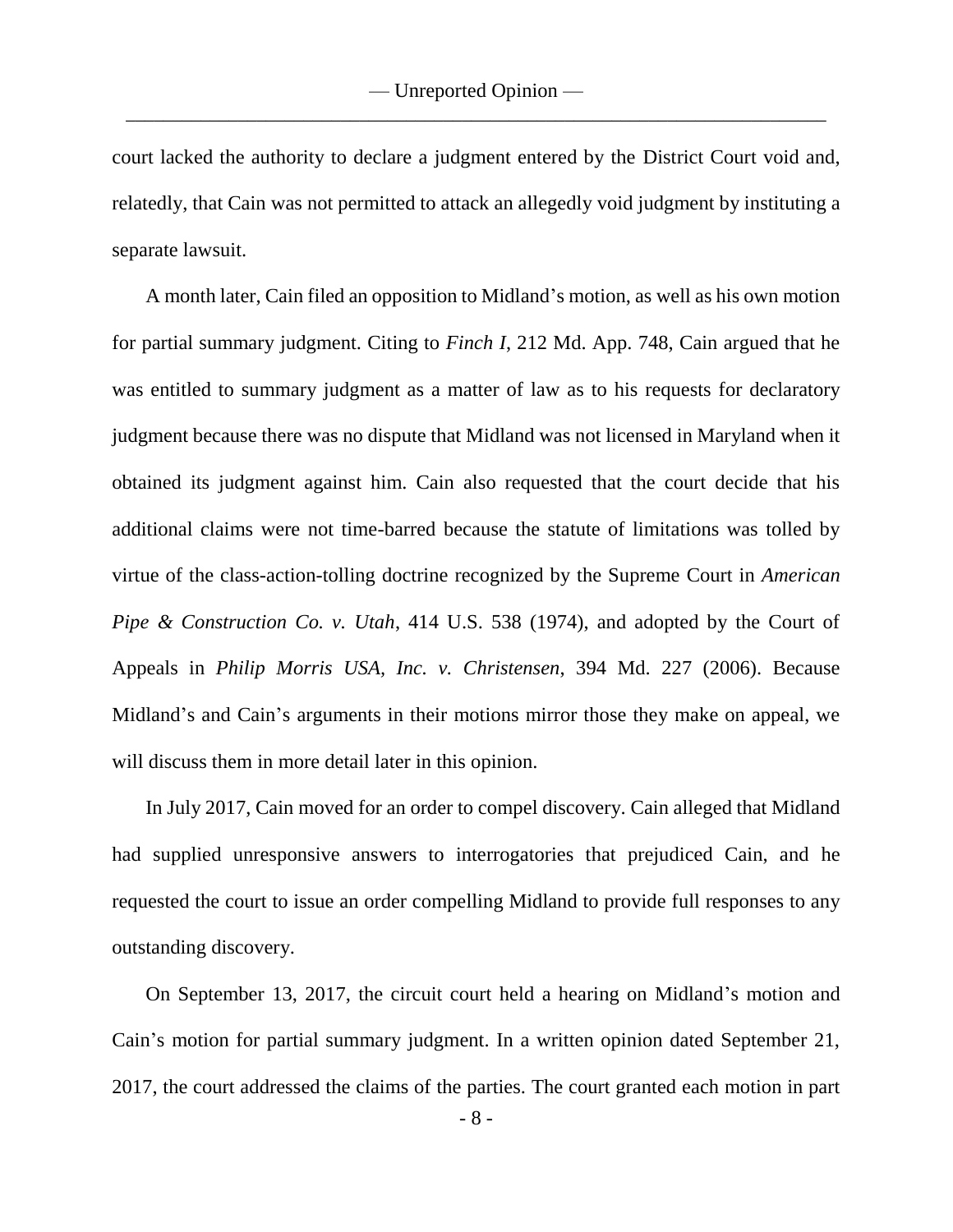court lacked the authority to declare a judgment entered by the District Court void and, relatedly, that Cain was not permitted to attack an allegedly void judgment by instituting a separate lawsuit.

A month later, Cain filed an opposition to Midland's motion, as well as his own motion for partial summary judgment. Citing to *Finch I*, 212 Md. App. 748, Cain argued that he was entitled to summary judgment as a matter of law as to his requests for declaratory judgment because there was no dispute that Midland was not licensed in Maryland when it obtained its judgment against him. Cain also requested that the court decide that his additional claims were not time-barred because the statute of limitations was tolled by virtue of the class-action-tolling doctrine recognized by the Supreme Court in *American Pipe & Construction Co. v. Utah*, 414 U.S. 538 (1974), and adopted by the Court of Appeals in *Philip Morris USA, Inc. v. Christensen*, 394 Md. 227 (2006). Because Midland's and Cain's arguments in their motions mirror those they make on appeal, we will discuss them in more detail later in this opinion.

In July 2017, Cain moved for an order to compel discovery. Cain alleged that Midland had supplied unresponsive answers to interrogatories that prejudiced Cain, and he requested the court to issue an order compelling Midland to provide full responses to any outstanding discovery.

On September 13, 2017, the circuit court held a hearing on Midland's motion and Cain's motion for partial summary judgment. In a written opinion dated September 21, 2017, the court addressed the claims of the parties. The court granted each motion in part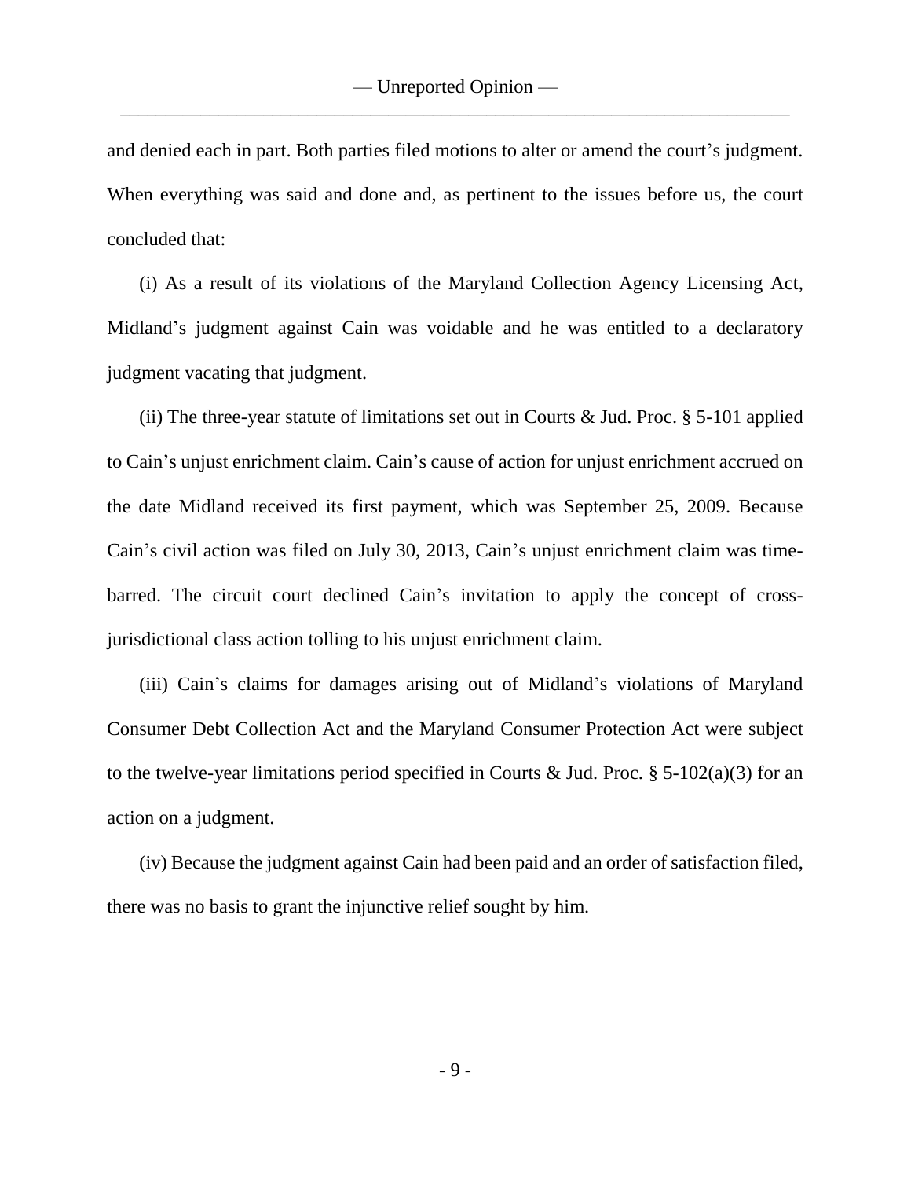and denied each in part. Both parties filed motions to alter or amend the court's judgment. When everything was said and done and, as pertinent to the issues before us, the court concluded that:

(i) As a result of its violations of the Maryland Collection Agency Licensing Act, Midland's judgment against Cain was voidable and he was entitled to a declaratory judgment vacating that judgment.

(ii) The three-year statute of limitations set out in Courts & Jud. Proc. § 5-101 applied to Cain's unjust enrichment claim. Cain's cause of action for unjust enrichment accrued on the date Midland received its first payment, which was September 25, 2009. Because Cain's civil action was filed on July 30, 2013, Cain's unjust enrichment claim was time-barred. The circuit court declined Cain's invitation to apply the concept of cross-jurisdictional class action tolling to his unjust enrichment claim.

(iii) Cain's claims for damages arising out of Midland's violations of Maryland Consumer Debt Collection Act and the Maryland Consumer Protection Act were subject to the twelve-year limitations period specified in Courts & Jud. Proc. § 5-102(a)(3) for an action on a judgment.

(iv) Because the judgment against Cain had been paid and an order of satisfaction filed, there was no basis to grant the injunctive relief sought by him.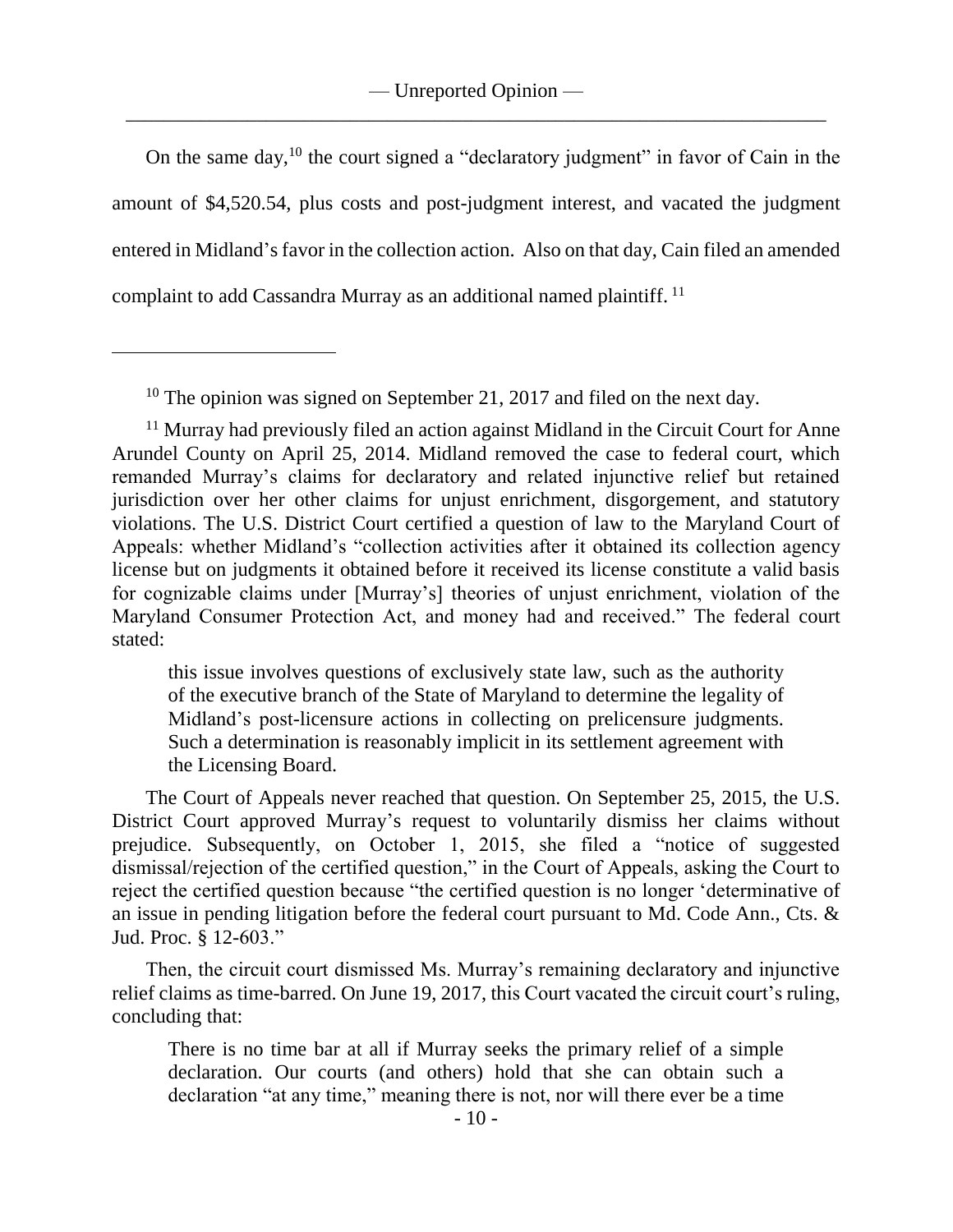On the same day,[10] the court signed a "declaratory judgment" in favor of Cain in the amount of $4,520.54, plus costs and post-judgment interest, and vacated the judgment entered in Midland's favor in the collection action. Also on that day, Cain filed an amended complaint to add Cassandra Murray as an additional named plaintiff. [11]

---

[10] The opinion was signed on September 21, 2017 and filed on the next day.

[11] Murray had previously filed an action against Midland in the Circuit Court for Anne Arundel County on April 25, 2014. Midland removed the case to federal court, which remanded Murray's claims for declaratory and related injunctive relief but retained jurisdiction over her other claims for unjust enrichment, disgorgement, and statutory violations. The U.S. District Court certified a question of law to the Maryland Court of Appeals: whether Midland's "collection activities after it obtained its collection agency license but on judgments it obtained before it received its license constitute a valid basis for cognizable claims under [Murray's] theories of unjust enrichment, violation of the Maryland Consumer Protection Act, and money had and received." The federal court stated:

> this issue involves questions of exclusively state law, such as the authority of the executive branch of the State of Maryland to determine the legality of Midland's post-licensure actions in collecting on prelicensure judgments. Such a determination is reasonably implicit in its settlement agreement with the Licensing Board.

The Court of Appeals never reached that question. On September 25, 2015, the U.S. District Court approved Murray's request to voluntarily dismiss her claims without prejudice. Subsequently, on October 1, 2015, she filed a "notice of suggested dismissal/rejection of the certified question," in the Court of Appeals, asking the Court to reject the certified question because "the certified question is no longer 'determinative of an issue in pending litigation before the federal court pursuant to Md. Code Ann., Cts. & Jud. Proc. § 12-603."

Then, the circuit court dismissed Ms. Murray's remaining declaratory and injunctive relief claims as time-barred. On June 19, 2017, this Court vacated the circuit court's ruling, concluding that:

> There is no time bar at all if Murray seeks the primary relief of a simple declaration. Our courts (and others) hold that she can obtain such a declaration "at any time," meaning there is not, nor will there ever be a time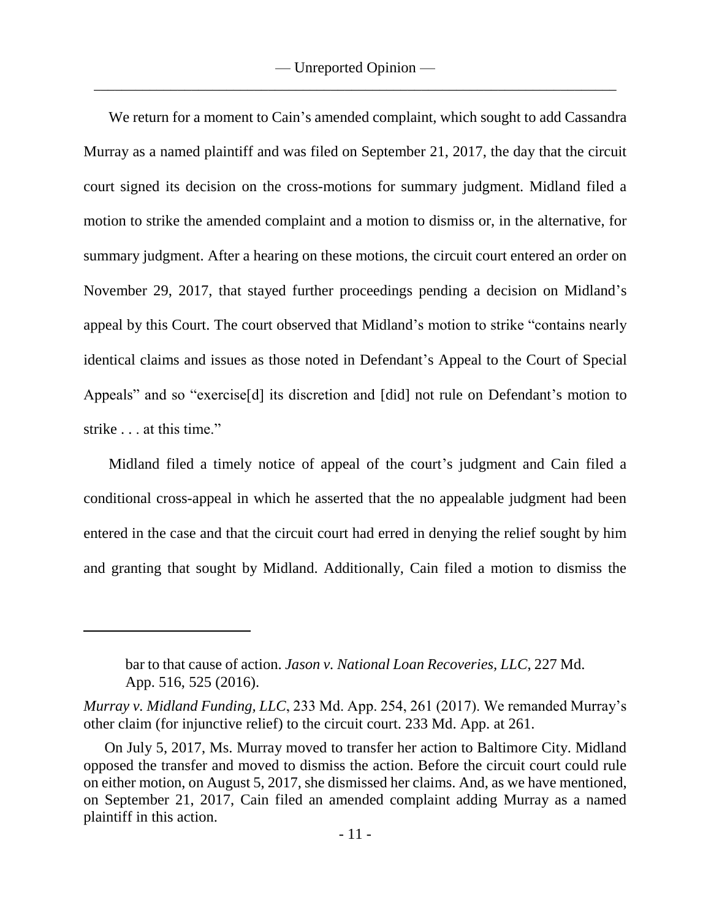We return for a moment to Cain's amended complaint, which sought to add Cassandra Murray as a named plaintiff and was filed on September 21, 2017, the day that the circuit court signed its decision on the cross-motions for summary judgment. Midland filed a motion to strike the amended complaint and a motion to dismiss or, in the alternative, for summary judgment. After a hearing on these motions, the circuit court entered an order on November 29, 2017, that stayed further proceedings pending a decision on Midland's appeal by this Court. The court observed that Midland's motion to strike "contains nearly identical claims and issues as those noted in Defendant's Appeal to the Court of Special Appeals" and so "exercise[d] its discretion and [did] not rule on Defendant's motion to strike . . . at this time."

Midland filed a timely notice of appeal of the court's judgment and Cain filed a conditional cross-appeal in which he asserted that the no appealable judgment had been entered in the case and that the circuit court had erred in denying the relief sought by him and granting that sought by Midland. Additionally, Cain filed a motion to dismiss the

---

> bar to that cause of action. *Jason v. National Loan Recoveries, LLC*, 227 Md. App. 516, 525 (2016).

*Murray v. Midland Funding, LLC*, 233 Md. App. 254, 261 (2017). We remanded Murray's other claim (for injunctive relief) to the circuit court. 233 Md. App. at 261.

On July 5, 2017, Ms. Murray moved to transfer her action to Baltimore City. Midland opposed the transfer and moved to dismiss the action. Before the circuit court could rule on either motion, on August 5, 2017, she dismissed her claims. And, as we have mentioned, on September 21, 2017, Cain filed an amended complaint adding Murray as a named plaintiff in this action.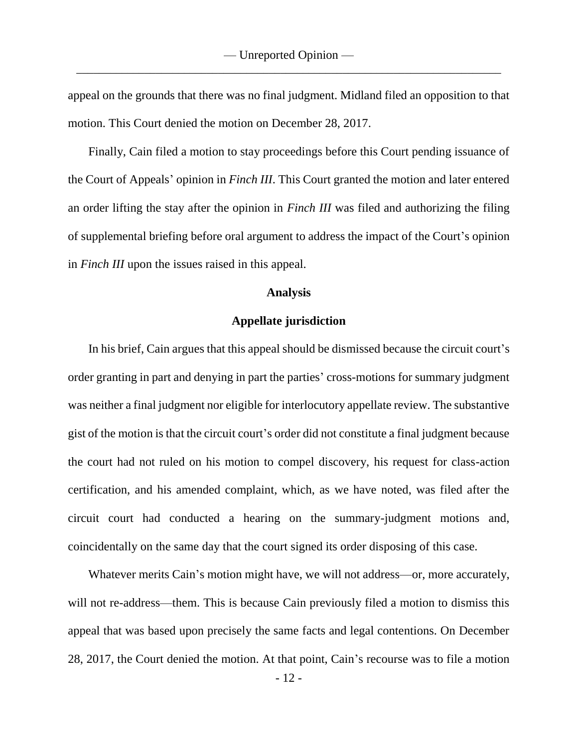appeal on the grounds that there was no final judgment. Midland filed an opposition to that motion. This Court denied the motion on December 28, 2017.

Finally, Cain filed a motion to stay proceedings before this Court pending issuance of the Court of Appeals' opinion in *Finch III*. This Court granted the motion and later entered an order lifting the stay after the opinion in *Finch III* was filed and authorizing the filing of supplemental briefing before oral argument to address the impact of the Court's opinion in *Finch III* upon the issues raised in this appeal.

## Analysis

### Appellate jurisdiction

In his brief, Cain argues that this appeal should be dismissed because the circuit court's order granting in part and denying in part the parties' cross-motions for summary judgment was neither a final judgment nor eligible for interlocutory appellate review. The substantive gist of the motion is that the circuit court's order did not constitute a final judgment because the court had not ruled on his motion to compel discovery, his request for class-action certification, and his amended complaint, which, as we have noted, was filed after the circuit court had conducted a hearing on the summary-judgment motions and, coincidentally on the same day that the court signed its order disposing of this case.

Whatever merits Cain's motion might have, we will not address—or, more accurately, will not re-address—them. This is because Cain previously filed a motion to dismiss this appeal that was based upon precisely the same facts and legal contentions. On December 28, 2017, the Court denied the motion. At that point, Cain's recourse was to file a motion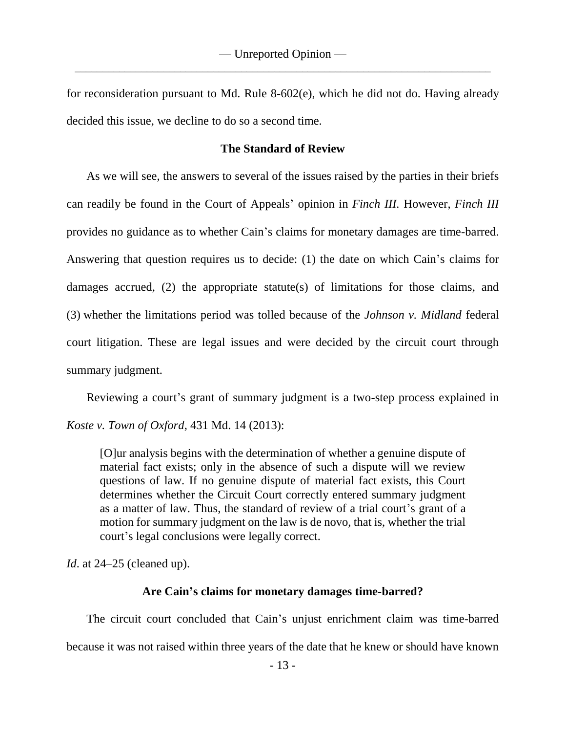for reconsideration pursuant to Md. Rule 8-602(e), which he did not do. Having already decided this issue, we decline to do so a second time.

### The Standard of Review

As we will see, the answers to several of the issues raised by the parties in their briefs can readily be found in the Court of Appeals' opinion in *Finch III*. However, *Finch III* provides no guidance as to whether Cain's claims for monetary damages are time-barred. Answering that question requires us to decide: (1) the date on which Cain's claims for damages accrued, (2) the appropriate statute(s) of limitations for those claims, and (3) whether the limitations period was tolled because of the *Johnson v. Midland* federal court litigation. These are legal issues and were decided by the circuit court through summary judgment.

Reviewing a court's grant of summary judgment is a two-step process explained in *Koste v. Town of Oxford*, 431 Md. 14 (2013):

> [O]ur analysis begins with the determination of whether a genuine dispute of material fact exists; only in the absence of such a dispute will we review questions of law. If no genuine dispute of material fact exists, this Court determines whether the Circuit Court correctly entered summary judgment as a matter of law. Thus, the standard of review of a trial court's grant of a motion for summary judgment on the law is de novo, that is, whether the trial court's legal conclusions were legally correct.

*Id*. at 24–25 (cleaned up).

### Are Cain's claims for monetary damages time-barred?

The circuit court concluded that Cain's unjust enrichment claim was time-barred because it was not raised within three years of the date that he knew or should have known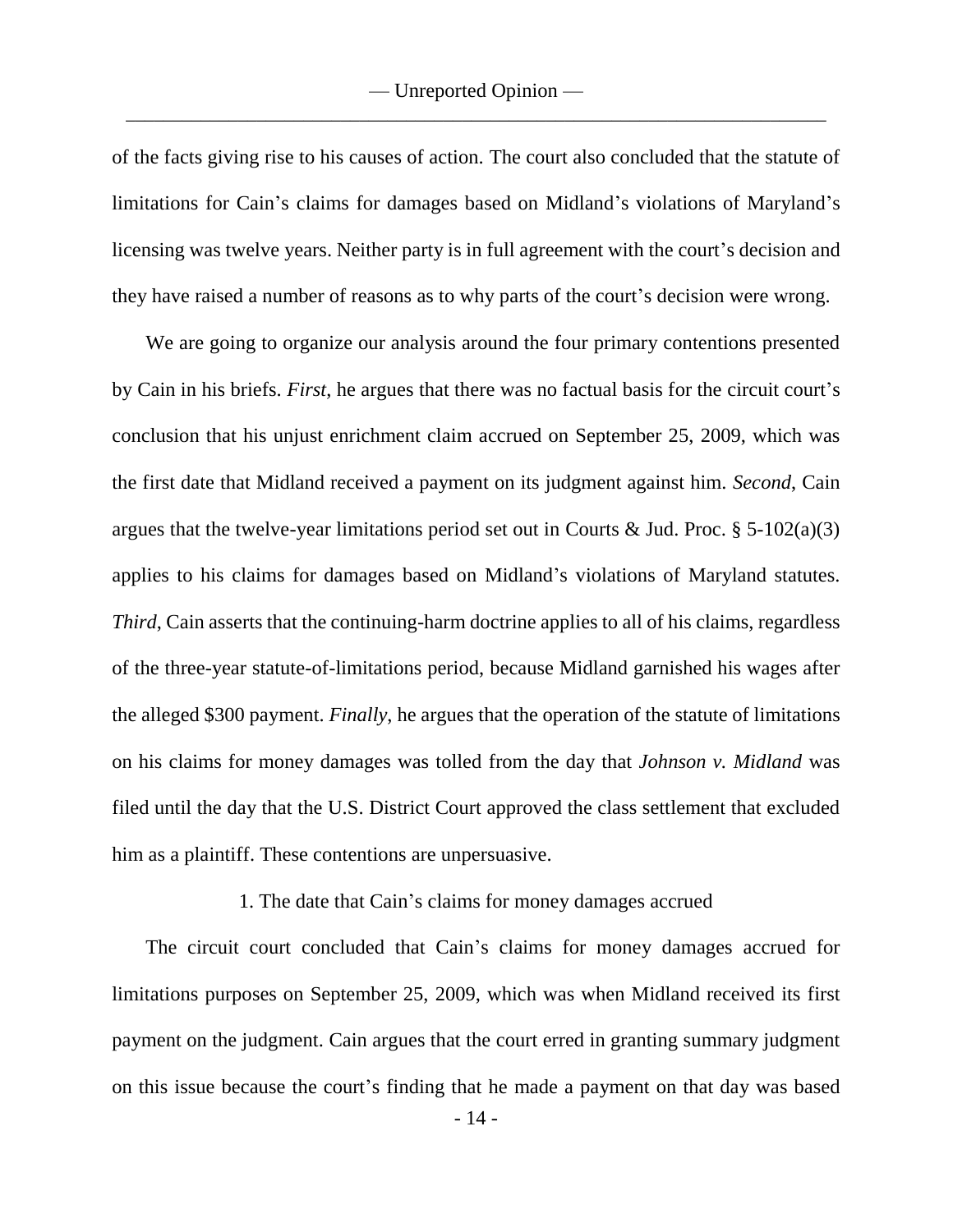of the facts giving rise to his causes of action. The court also concluded that the statute of limitations for Cain's claims for damages based on Midland's violations of Maryland's licensing was twelve years. Neither party is in full agreement with the court's decision and they have raised a number of reasons as to why parts of the court's decision were wrong.

We are going to organize our analysis around the four primary contentions presented by Cain in his briefs. *First*, he argues that there was no factual basis for the circuit court's conclusion that his unjust enrichment claim accrued on September 25, 2009, which was the first date that Midland received a payment on its judgment against him. *Second*, Cain argues that the twelve-year limitations period set out in Courts & Jud. Proc. § 5-102(a)(3) applies to his claims for damages based on Midland's violations of Maryland statutes. *Third*, Cain asserts that the continuing-harm doctrine applies to all of his claims, regardless of the three-year statute-of-limitations period, because Midland garnished his wages after the alleged $300 payment. *Finally*, he argues that the operation of the statute of limitations on his claims for money damages was tolled from the day that *Johnson v. Midland* was filed until the day that the U.S. District Court approved the class settlement that excluded him as a plaintiff. These contentions are unpersuasive.

1. The date that Cain's claims for money damages accrued

The circuit court concluded that Cain's claims for money damages accrued for limitations purposes on September 25, 2009, which was when Midland received its first payment on the judgment. Cain argues that the court erred in granting summary judgment on this issue because the court's finding that he made a payment on that day was based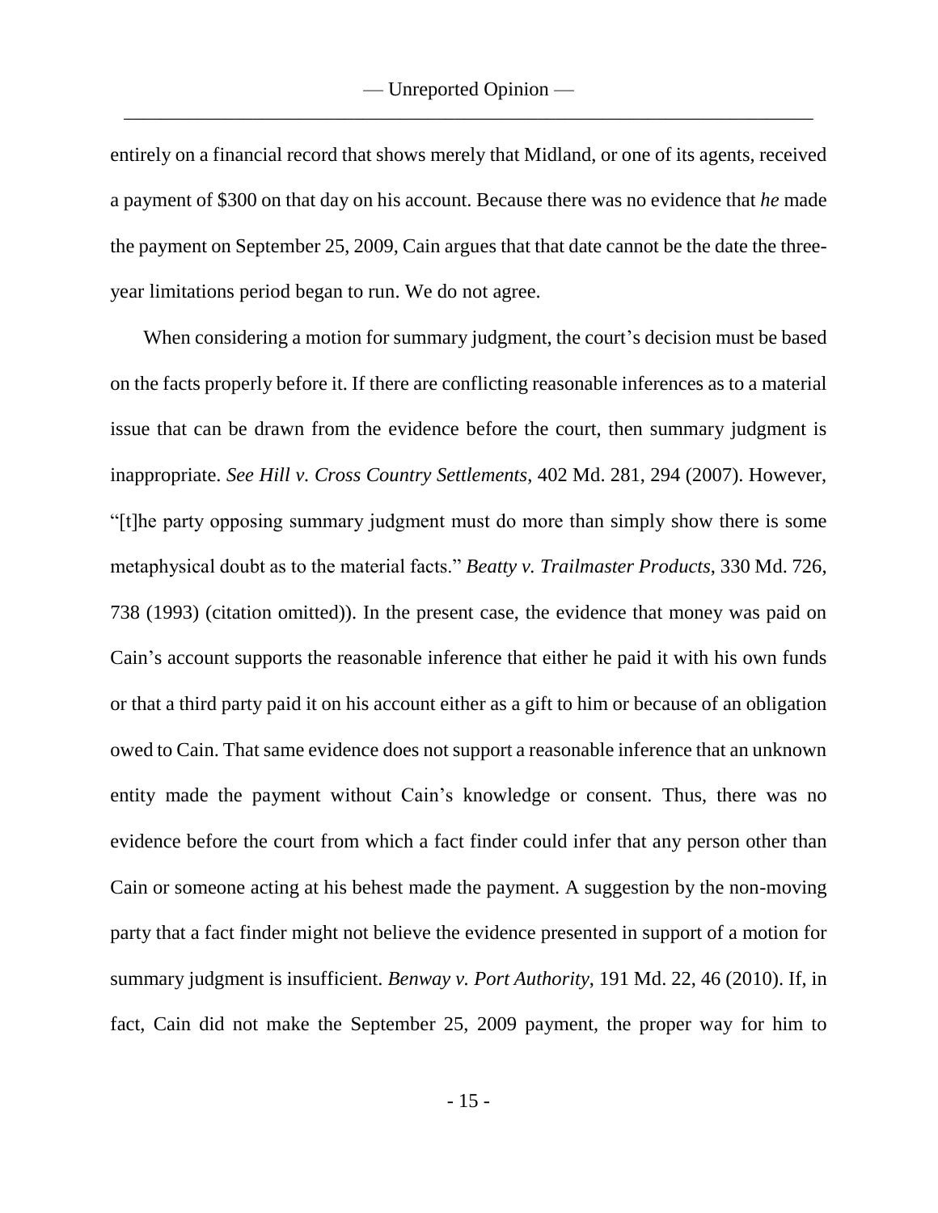entirely on a financial record that shows merely that Midland, or one of its agents, received a payment of $300 on that day on his account. Because there was no evidence that *he* made the payment on September 25, 2009, Cain argues that that date cannot be the date the three-year limitations period began to run. We do not agree.

When considering a motion for summary judgment, the court's decision must be based on the facts properly before it. If there are conflicting reasonable inferences as to a material issue that can be drawn from the evidence before the court, then summary judgment is inappropriate. *See Hill v. Cross Country Settlements*, 402 Md. 281, 294 (2007). However, "[t]he party opposing summary judgment must do more than simply show there is some metaphysical doubt as to the material facts." *Beatty v. Trailmaster Products*, 330 Md. 726, 738 (1993) (citation omitted)). In the present case, the evidence that money was paid on Cain's account supports the reasonable inference that either he paid it with his own funds or that a third party paid it on his account either as a gift to him or because of an obligation owed to Cain. That same evidence does not support a reasonable inference that an unknown entity made the payment without Cain's knowledge or consent. Thus, there was no evidence before the court from which a fact finder could infer that any person other than Cain or someone acting at his behest made the payment. A suggestion by the non-moving party that a fact finder might not believe the evidence presented in support of a motion for summary judgment is insufficient. *Benway v. Port Authority*, 191 Md. 22, 46 (2010). If, in fact, Cain did not make the September 25, 2009 payment, the proper way for him to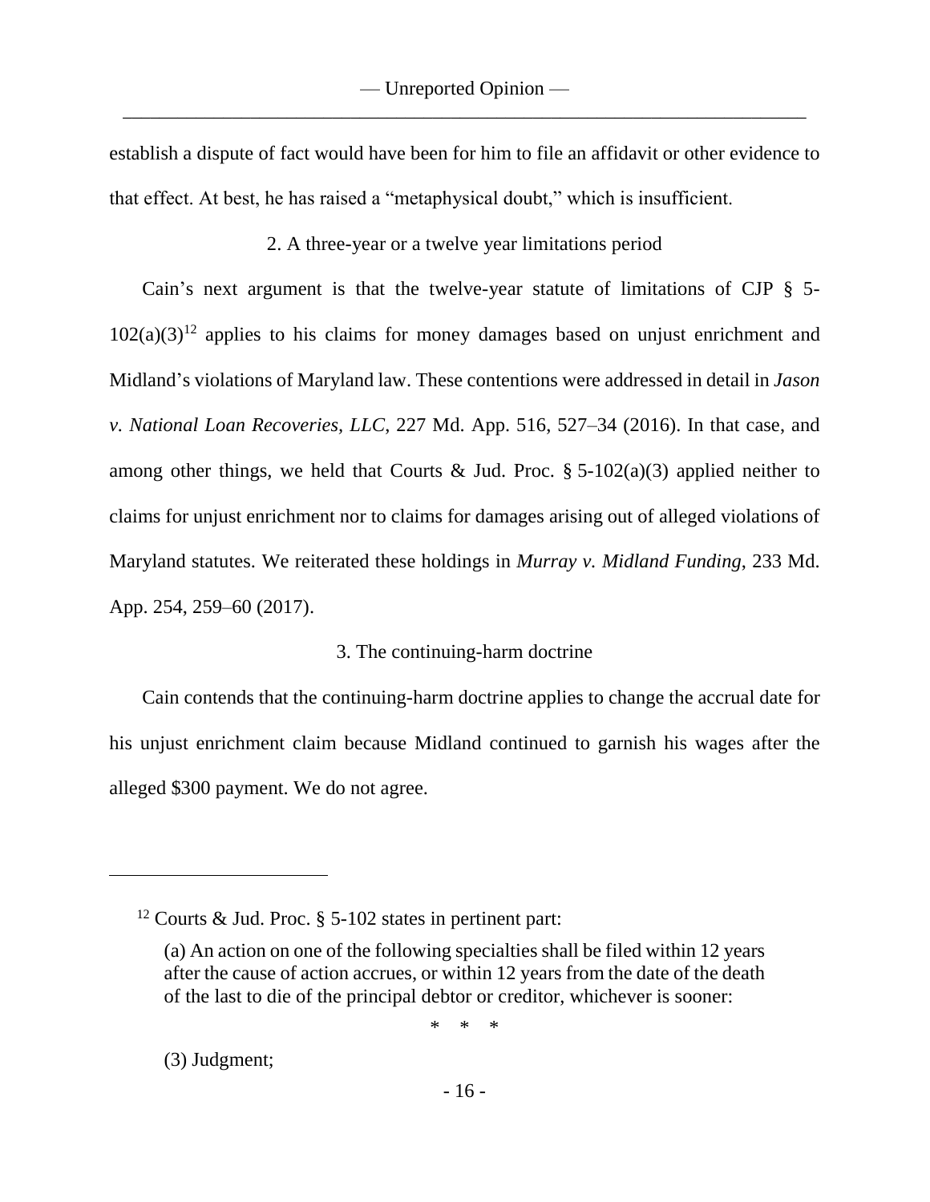establish a dispute of fact would have been for him to file an affidavit or other evidence to that effect. At best, he has raised a "metaphysical doubt," which is insufficient.

2. A three-year or a twelve year limitations period

Cain's next argument is that the twelve-year statute of limitations of CJP § 5-102(a)(3)[12] applies to his claims for money damages based on unjust enrichment and Midland's violations of Maryland law. These contentions were addressed in detail in *Jason v. National Loan Recoveries, LLC*, 227 Md. App. 516, 527–34 (2016). In that case, and among other things, we held that Courts & Jud. Proc. § 5-102(a)(3) applied neither to claims for unjust enrichment nor to claims for damages arising out of alleged violations of Maryland statutes. We reiterated these holdings in *Murray v. Midland Funding*, 233 Md. App. 254, 259–60 (2017).

3. The continuing-harm doctrine

Cain contends that the continuing-harm doctrine applies to change the accrual date for his unjust enrichment claim because Midland continued to garnish his wages after the alleged $300 payment. We do not agree.

---

[12] Courts & Jud. Proc. § 5-102 states in pertinent part:

> (a) An action on one of the following specialties shall be filed within 12 years after the cause of action accrues, or within 12 years from the date of the death of the last to die of the principal debtor or creditor, whichever is sooner:
>
> \* \* \*
>
> (3) Judgment;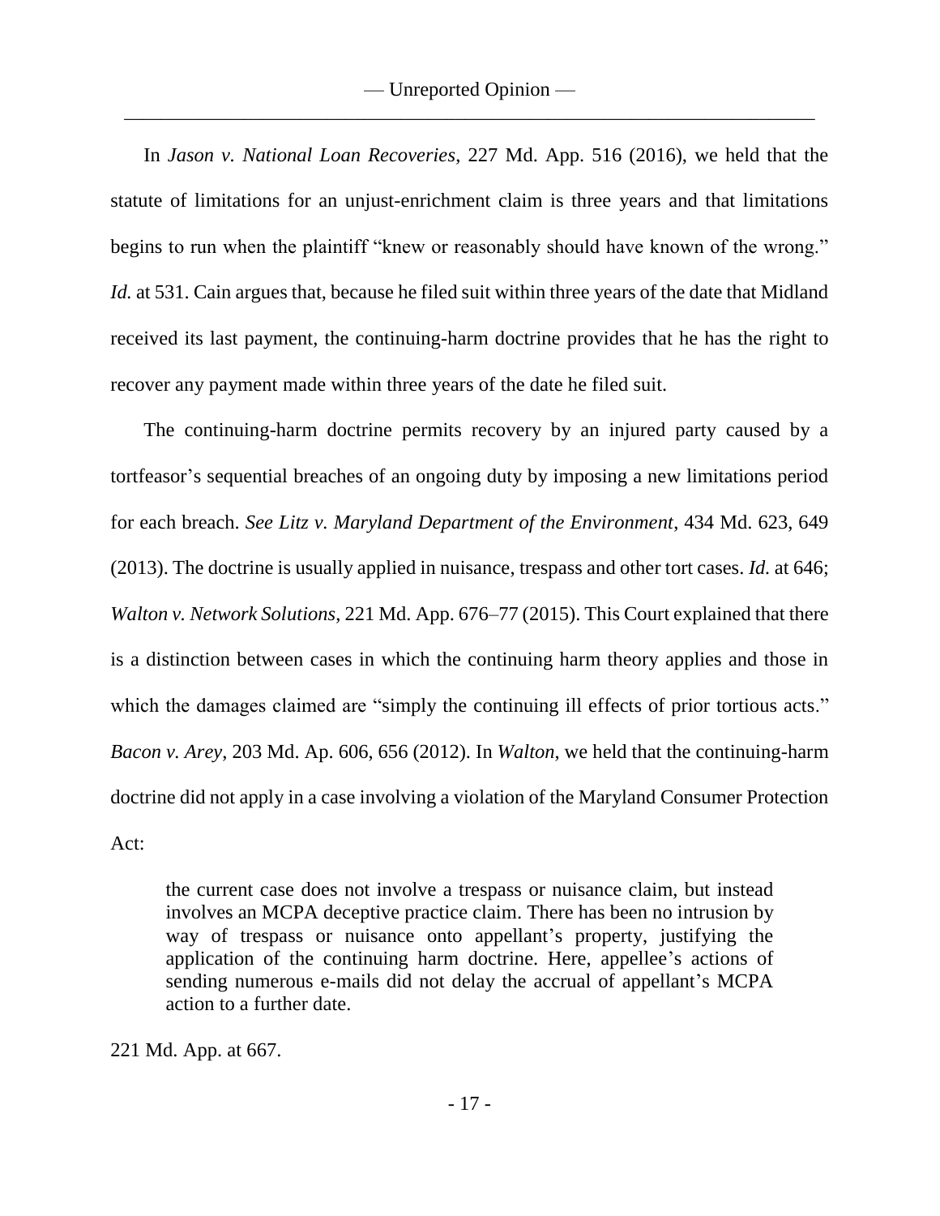In *Jason v. National Loan Recoveries*, 227 Md. App. 516 (2016), we held that the statute of limitations for an unjust-enrichment claim is three years and that limitations begins to run when the plaintiff "knew or reasonably should have known of the wrong." *Id.* at 531. Cain argues that, because he filed suit within three years of the date that Midland received its last payment, the continuing-harm doctrine provides that he has the right to recover any payment made within three years of the date he filed suit.

The continuing-harm doctrine permits recovery by an injured party caused by a tortfeasor's sequential breaches of an ongoing duty by imposing a new limitations period for each breach. *See Litz v. Maryland Department of the Environment*, 434 Md. 623, 649 (2013). The doctrine is usually applied in nuisance, trespass and other tort cases. *Id.* at 646; *Walton v. Network Solutions*, 221 Md. App. 676–77 (2015). This Court explained that there is a distinction between cases in which the continuing harm theory applies and those in which the damages claimed are "simply the continuing ill effects of prior tortious acts." *Bacon v. Arey*, 203 Md. Ap. 606, 656 (2012). In *Walton*, we held that the continuing-harm doctrine did not apply in a case involving a violation of the Maryland Consumer Protection Act:

> the current case does not involve a trespass or nuisance claim, but instead involves an MCPA deceptive practice claim. There has been no intrusion by way of trespass or nuisance onto appellant's property, justifying the application of the continuing harm doctrine. Here, appellee's actions of sending numerous e-mails did not delay the accrual of appellant's MCPA action to a further date.

221 Md. App. at 667.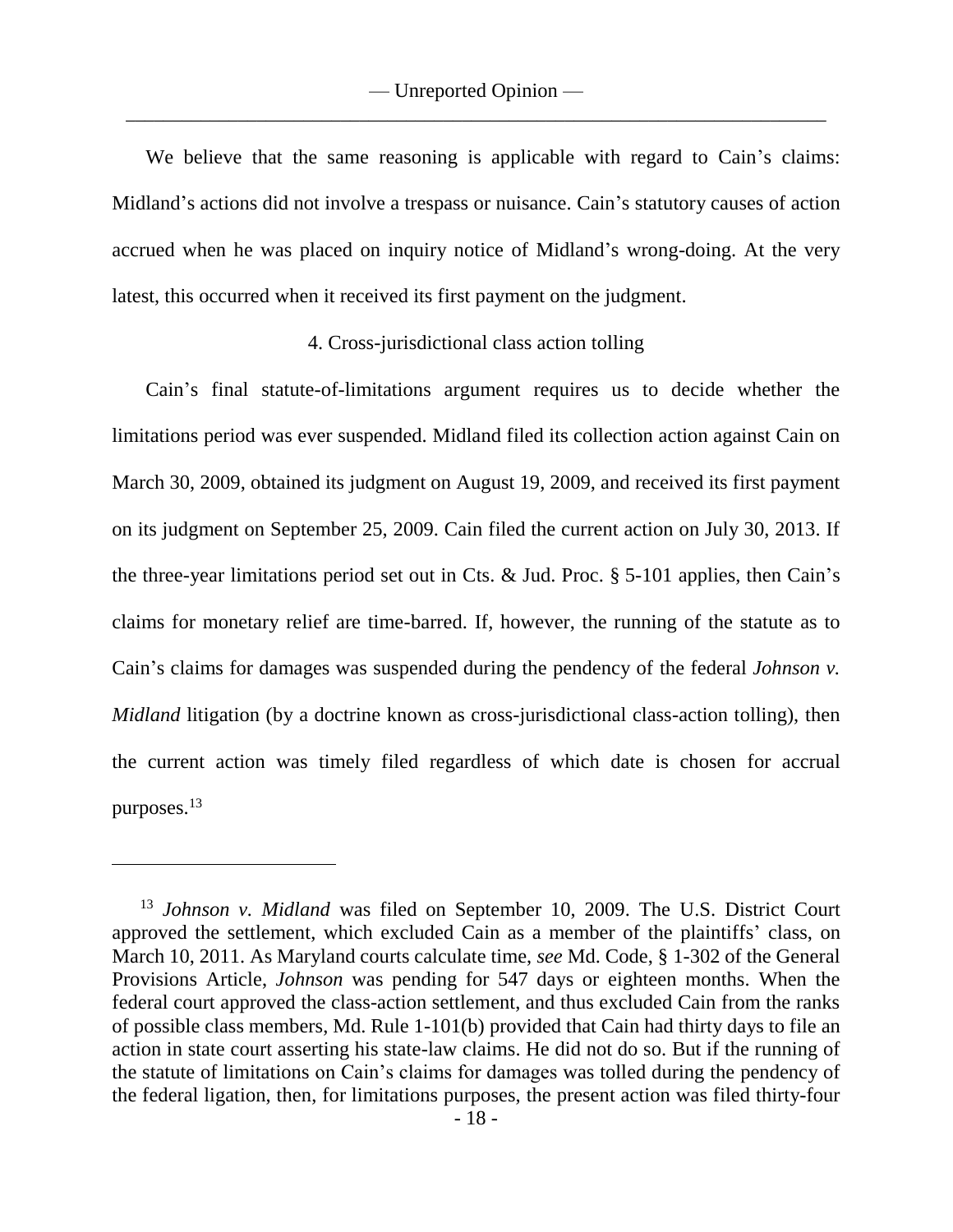We believe that the same reasoning is applicable with regard to Cain's claims: Midland's actions did not involve a trespass or nuisance. Cain's statutory causes of action accrued when he was placed on inquiry notice of Midland's wrong-doing. At the very latest, this occurred when it received its first payment on the judgment.

4. Cross-jurisdictional class action tolling

Cain's final statute-of-limitations argument requires us to decide whether the limitations period was ever suspended. Midland filed its collection action against Cain on March 30, 2009, obtained its judgment on August 19, 2009, and received its first payment on its judgment on September 25, 2009. Cain filed the current action on July 30, 2013. If the three-year limitations period set out in Cts. & Jud. Proc. § 5-101 applies, then Cain's claims for monetary relief are time-barred. If, however, the running of the statute as to Cain's claims for damages was suspended during the pendency of the federal *Johnson v. Midland* litigation (by a doctrine known as cross-jurisdictional class-action tolling), then the current action was timely filed regardless of which date is chosen for accrual purposes.[13]

---

[13] *Johnson v. Midland* was filed on September 10, 2009. The U.S. District Court approved the settlement, which excluded Cain as a member of the plaintiffs' class, on March 10, 2011. As Maryland courts calculate time, *see* Md. Code, § 1-302 of the General Provisions Article, *Johnson* was pending for 547 days or eighteen months. When the federal court approved the class-action settlement, and thus excluded Cain from the ranks of possible class members, Md. Rule 1-101(b) provided that Cain had thirty days to file an action in state court asserting his state-law claims. He did not do so. But if the running of the statute of limitations on Cain's claims for damages was tolled during the pendency of the federal ligation, then, for limitations purposes, the present action was filed thirty-four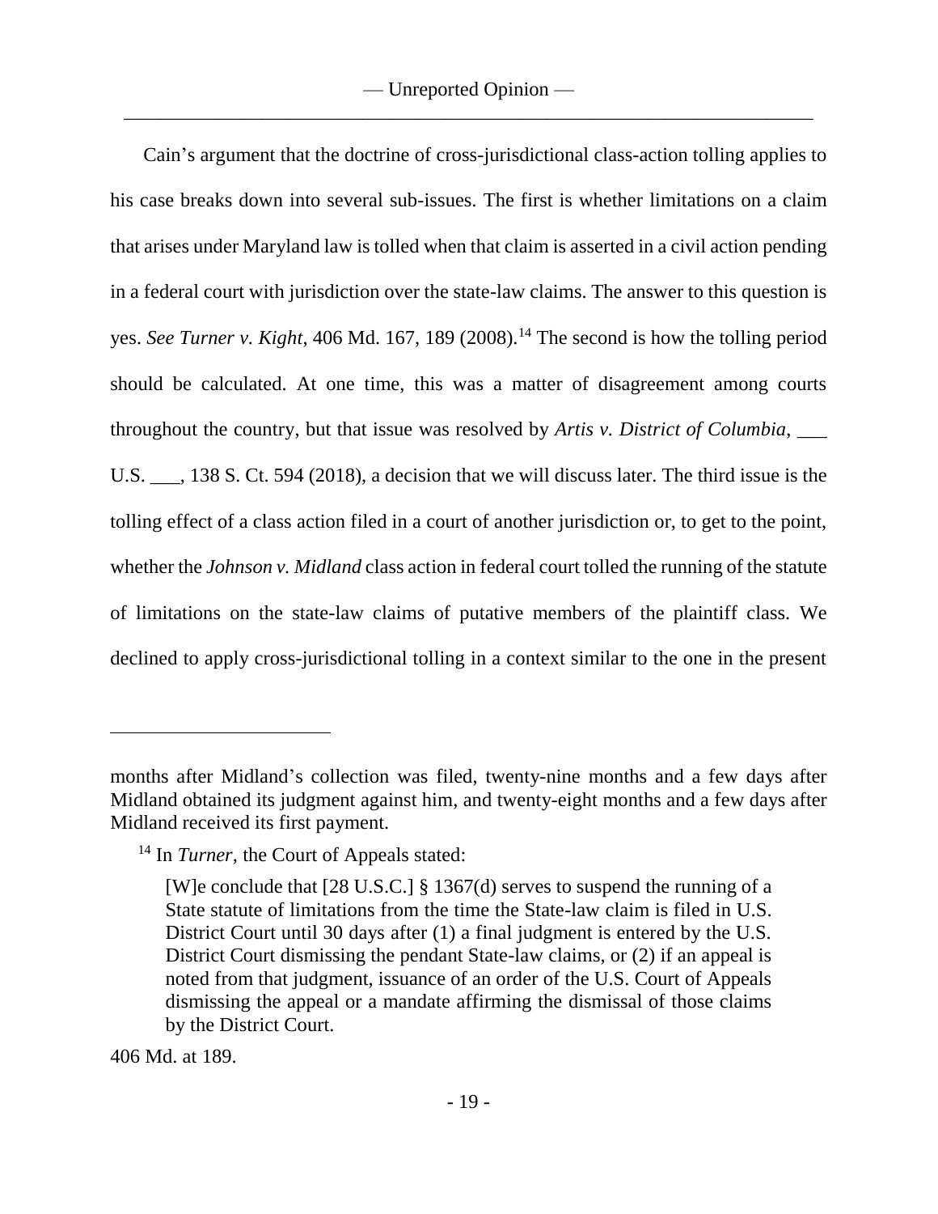Cain's argument that the doctrine of cross-jurisdictional class-action tolling applies to his case breaks down into several sub-issues. The first is whether limitations on a claim that arises under Maryland law is tolled when that claim is asserted in a civil action pending in a federal court with jurisdiction over the state-law claims. The answer to this question is yes. *See Turner v. Kight*, 406 Md. 167, 189 (2008).[14] The second is how the tolling period should be calculated. At one time, this was a matter of disagreement among courts throughout the country, but that issue was resolved by *Artis v. District of Columbia*, ___ U.S. ___, 138 S. Ct. 594 (2018), a decision that we will discuss later. The third issue is the tolling effect of a class action filed in a court of another jurisdiction or, to get to the point, whether the *Johnson v. Midland* class action in federal court tolled the running of the statute of limitations on the state-law claims of putative members of the plaintiff class. We declined to apply cross-jurisdictional tolling in a context similar to the one in the present

---

months after Midland's collection was filed, twenty-nine months and a few days after Midland obtained its judgment against him, and twenty-eight months and a few days after Midland received its first payment.

[14] In *Turner*, the Court of Appeals stated:

> [W]e conclude that [28 U.S.C.] § 1367(d) serves to suspend the running of a State statute of limitations from the time the State-law claim is filed in U.S. District Court until 30 days after (1) a final judgment is entered by the U.S. District Court dismissing the pendant State-law claims, or (2) if an appeal is noted from that judgment, issuance of an order of the U.S. Court of Appeals dismissing the appeal or a mandate affirming the dismissal of those claims by the District Court.

406 Md. at 189.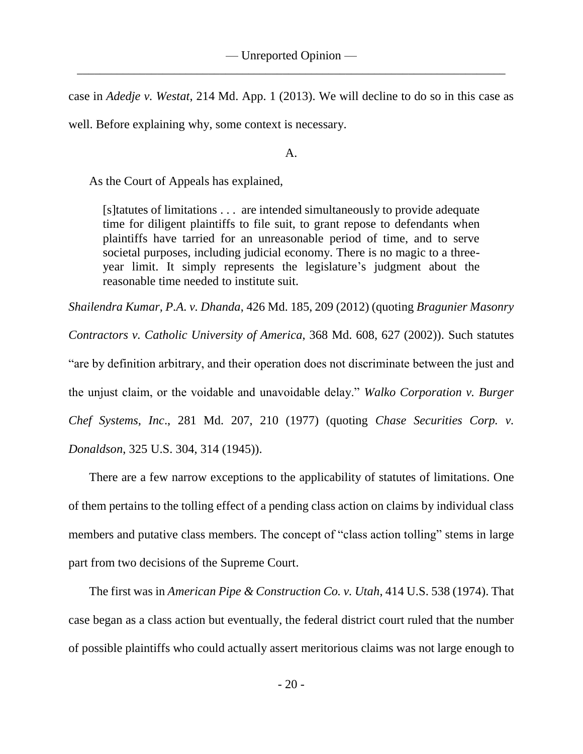case in *Adedje v. Westat*, 214 Md. App. 1 (2013). We will decline to do so in this case as well. Before explaining why, some context is necessary.

A.

As the Court of Appeals has explained,

> [s]tatutes of limitations . . . are intended simultaneously to provide adequate time for diligent plaintiffs to file suit, to grant repose to defendants when plaintiffs have tarried for an unreasonable period of time, and to serve societal purposes, including judicial economy. There is no magic to a three-year limit. It simply represents the legislature's judgment about the reasonable time needed to institute suit.

*Shailendra Kumar, P.A. v. Dhanda*, 426 Md. 185, 209 (2012) (quoting *Bragunier Masonry Contractors v. Catholic University of America*, 368 Md. 608, 627 (2002)). Such statutes "are by definition arbitrary, and their operation does not discriminate between the just and the unjust claim, or the voidable and unavoidable delay." *Walko Corporation v. Burger Chef Systems, Inc*., 281 Md. 207, 210 (1977) (quoting *Chase Securities Corp. v. Donaldson*, 325 U.S. 304, 314 (1945)).

There are a few narrow exceptions to the applicability of statutes of limitations. One of them pertains to the tolling effect of a pending class action on claims by individual class members and putative class members. The concept of "class action tolling" stems in large part from two decisions of the Supreme Court.

The first was in *American Pipe & Construction Co. v. Utah*, 414 U.S. 538 (1974). That case began as a class action but eventually, the federal district court ruled that the number of possible plaintiffs who could actually assert meritorious claims was not large enough to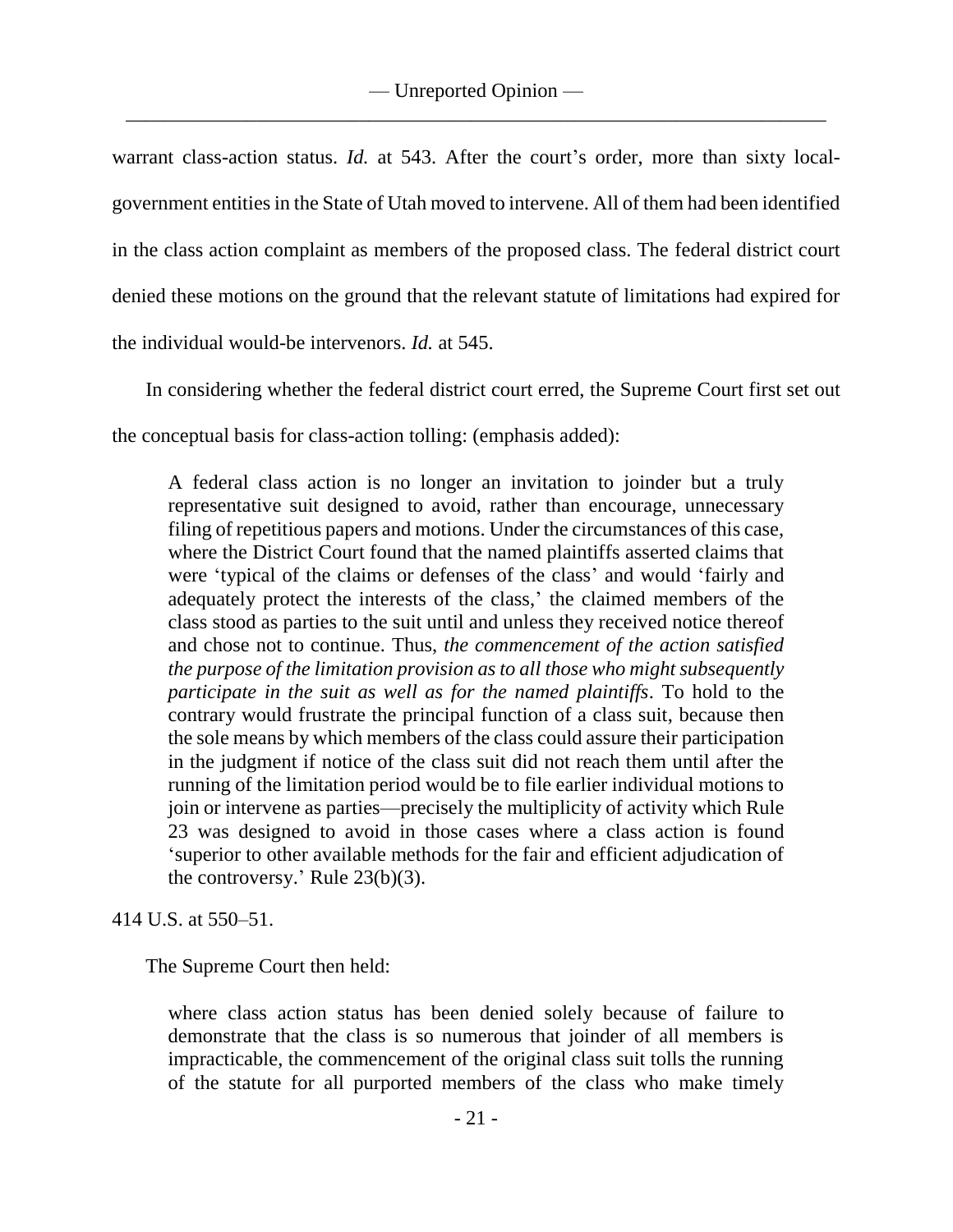warrant class-action status. *Id.* at 543. After the court's order, more than sixty local-government entities in the State of Utah moved to intervene. All of them had been identified in the class action complaint as members of the proposed class. The federal district court denied these motions on the ground that the relevant statute of limitations had expired for the individual would-be intervenors. *Id.* at 545.

In considering whether the federal district court erred, the Supreme Court first set out the conceptual basis for class-action tolling: (emphasis added):

> A federal class action is no longer an invitation to joinder but a truly representative suit designed to avoid, rather than encourage, unnecessary filing of repetitious papers and motions. Under the circumstances of this case, where the District Court found that the named plaintiffs asserted claims that were 'typical of the claims or defenses of the class' and would 'fairly and adequately protect the interests of the class,' the claimed members of the class stood as parties to the suit until and unless they received notice thereof and chose not to continue. Thus, *the commencement of the action satisfied the purpose of the limitation provision as to all those who might subsequently participate in the suit as well as for the named plaintiffs*. To hold to the contrary would frustrate the principal function of a class suit, because then the sole means by which members of the class could assure their participation in the judgment if notice of the class suit did not reach them until after the running of the limitation period would be to file earlier individual motions to join or intervene as parties—precisely the multiplicity of activity which Rule 23 was designed to avoid in those cases where a class action is found 'superior to other available methods for the fair and efficient adjudication of the controversy.' Rule 23(b)(3).

414 U.S. at 550–51.

The Supreme Court then held:

> where class action status has been denied solely because of failure to demonstrate that the class is so numerous that joinder of all members is impracticable, the commencement of the original class suit tolls the running of the statute for all purported members of the class who make timely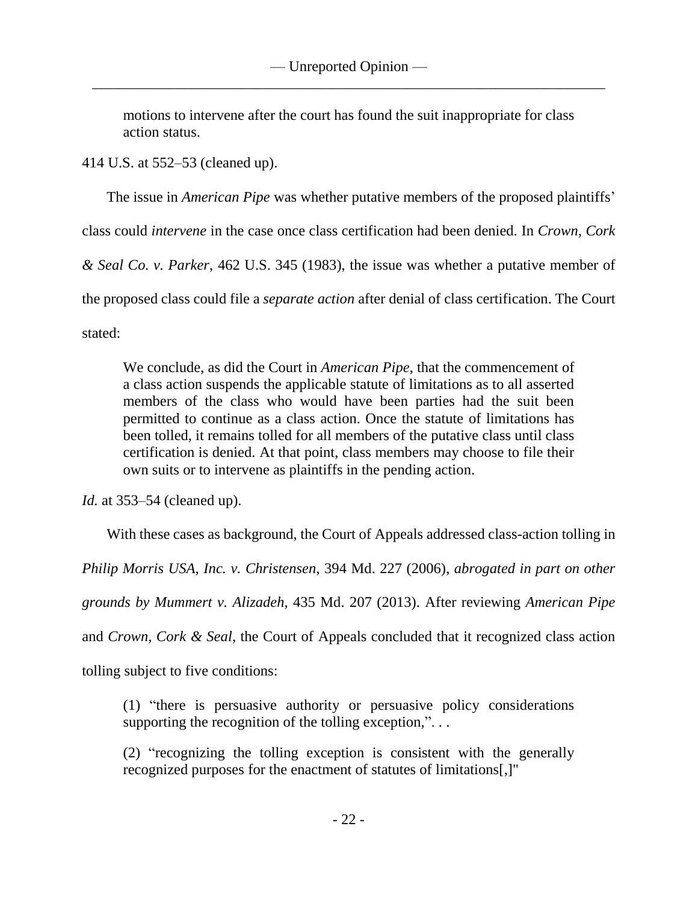> motions to intervene after the court has found the suit inappropriate for class action status.

414 U.S. at 552–53 (cleaned up).

The issue in *American Pipe* was whether putative members of the proposed plaintiffs' class could *intervene* in the case once class certification had been denied. In *Crown, Cork & Seal Co. v. Parker*, 462 U.S. 345 (1983), the issue was whether a putative member of the proposed class could file a *separate action* after denial of class certification. The Court stated:

> We conclude, as did the Court in *American Pipe*, that the commencement of a class action suspends the applicable statute of limitations as to all asserted members of the class who would have been parties had the suit been permitted to continue as a class action. Once the statute of limitations has been tolled, it remains tolled for all members of the putative class until class certification is denied. At that point, class members may choose to file their own suits or to intervene as plaintiffs in the pending action.

*Id.* at 353–54 (cleaned up).

With these cases as background, the Court of Appeals addressed class-action tolling in *Philip Morris USA, Inc. v. Christensen*, 394 Md. 227 (2006), *abrogated in part on other grounds by Mummert v. Alizadeh*, 435 Md. 207 (2013). After reviewing *American Pipe* and *Crown, Cork & Seal*, the Court of Appeals concluded that it recognized class action tolling subject to five conditions:

> (1) "there is persuasive authority or persuasive policy considerations supporting the recognition of the tolling exception,". . .
>
> (2) "recognizing the tolling exception is consistent with the generally recognized purposes for the enactment of statutes of limitations[,]"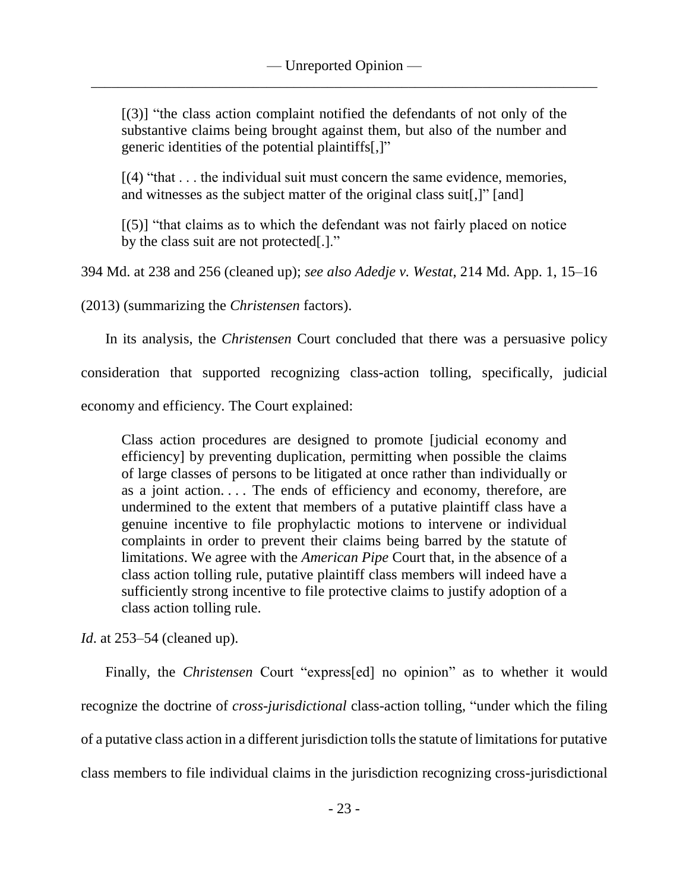[(3)] "the class action complaint notified the defendants of not only of the substantive claims being brought against them, but also of the number and generic identities of the potential plaintiffs[,]"

[(4) "that . . . the individual suit must concern the same evidence, memories, and witnesses as the subject matter of the original class suit[,]" [and]

[(5)] "that claims as to which the defendant was not fairly placed on notice by the class suit are not protected[.]."

394 Md. at 238 and 256 (cleaned up); *see also Adedje v. Westat*, 214 Md. App. 1, 15–16 (2013) (summarizing the *Christensen* factors).

In its analysis, the *Christensen* Court concluded that there was a persuasive policy consideration that supported recognizing class-action tolling, specifically, judicial economy and efficiency. The Court explained:

> Class action procedures are designed to promote [judicial economy and efficiency] by preventing duplication, permitting when possible the claims of large classes of persons to be litigated at once rather than individually or as a joint action. . . . The ends of efficiency and economy, therefore, are undermined to the extent that members of a putative plaintiff class have a genuine incentive to file prophylactic motions to intervene or individual complaints in order to prevent their claims being barred by the statute of limitations. We agree with the *American Pipe* Court that, in the absence of a class action tolling rule, putative plaintiff class members will indeed have a sufficiently strong incentive to file protective claims to justify adoption of a class action tolling rule.

*Id*. at 253–54 (cleaned up).

Finally, the *Christensen* Court "express[ed] no opinion" as to whether it would recognize the doctrine of *cross-jurisdictional* class-action tolling, "under which the filing of a putative class action in a different jurisdiction tolls the statute of limitations for putative class members to file individual claims in the jurisdiction recognizing cross-jurisdictional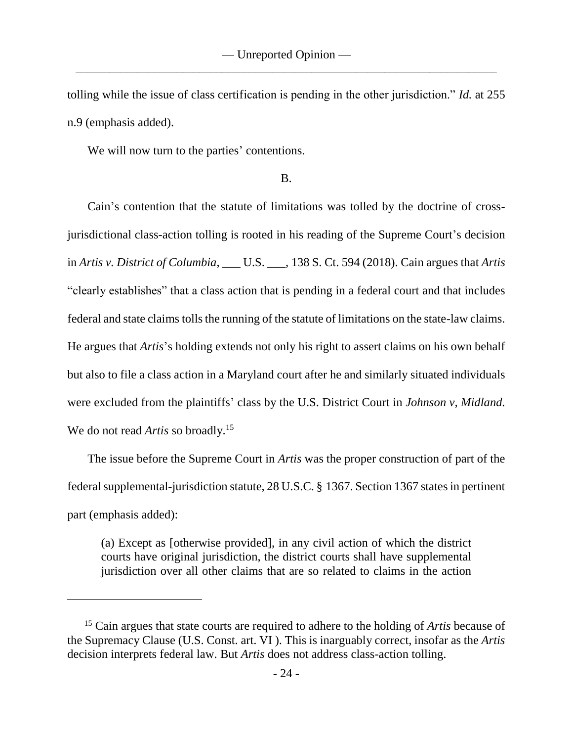tolling while the issue of class certification is pending in the other jurisdiction." *Id.* at 255 n.9 (emphasis added).

We will now turn to the parties' contentions.

B.

Cain's contention that the statute of limitations was tolled by the doctrine of cross-jurisdictional class-action tolling is rooted in his reading of the Supreme Court's decision in *Artis v. District of Columbia*, ___ U.S. ___, 138 S. Ct. 594 (2018). Cain argues that *Artis* "clearly establishes" that a class action that is pending in a federal court and that includes federal and state claims tolls the running of the statute of limitations on the state-law claims. He argues that *Artis*'s holding extends not only his right to assert claims on his own behalf but also to file a class action in a Maryland court after he and similarly situated individuals were excluded from the plaintiffs' class by the U.S. District Court in *Johnson v, Midland.* We do not read *Artis* so broadly.[15]

The issue before the Supreme Court in *Artis* was the proper construction of part of the federal supplemental-jurisdiction statute, 28 U.S.C. § 1367. Section 1367 states in pertinent part (emphasis added):

> (a) Except as [otherwise provided], in any civil action of which the district courts have original jurisdiction, the district courts shall have supplemental jurisdiction over all other claims that are so related to claims in the action

[15] Cain argues that state courts are required to adhere to the holding of *Artis* because of the Supremacy Clause (U.S. Const. art. VI ). This is inarguably correct, insofar as the *Artis* decision interprets federal law. But *Artis* does not address class-action tolling.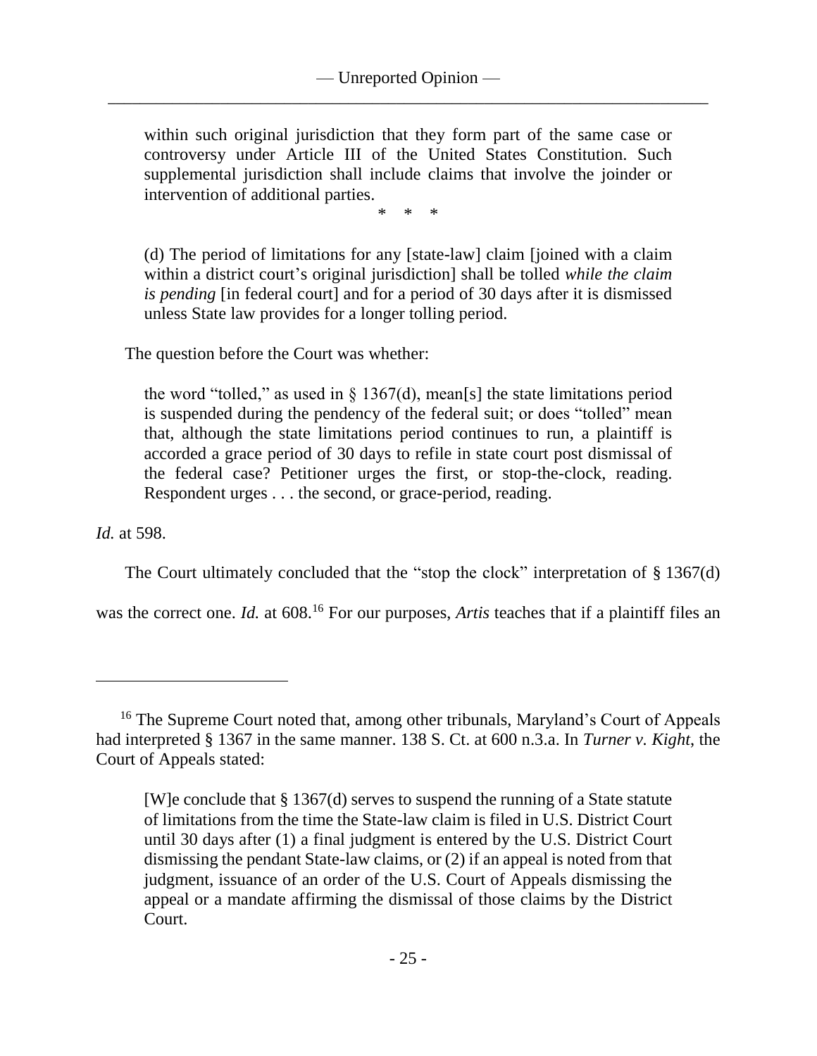> within such original jurisdiction that they form part of the same case or controversy under Article III of the United States Constitution. Such supplemental jurisdiction shall include claims that involve the joinder or intervention of additional parties.
>
> \* \* \*
>
> (d) The period of limitations for any [state-law] claim [joined with a claim within a district court's original jurisdiction] shall be tolled *while the claim is pending* [in federal court] and for a period of 30 days after it is dismissed unless State law provides for a longer tolling period.

The question before the Court was whether:

> the word "tolled," as used in § 1367(d), mean[s] the state limitations period is suspended during the pendency of the federal suit; or does "tolled" mean that, although the state limitations period continues to run, a plaintiff is accorded a grace period of 30 days to refile in state court post dismissal of the federal case? Petitioner urges the first, or stop-the-clock, reading. Respondent urges . . . the second, or grace-period, reading.

*Id.* at 598.

The Court ultimately concluded that the "stop the clock" interpretation of § 1367(d) was the correct one. *Id.* at 608.[16] For our purposes, *Artis* teaches that if a plaintiff files an

---

[16] The Supreme Court noted that, among other tribunals, Maryland's Court of Appeals had interpreted § 1367 in the same manner. 138 S. Ct. at 600 n.3.a. In *Turner v. Kight*, the Court of Appeals stated:

> [W]e conclude that § 1367(d) serves to suspend the running of a State statute of limitations from the time the State-law claim is filed in U.S. District Court until 30 days after (1) a final judgment is entered by the U.S. District Court dismissing the pendant State-law claims, or (2) if an appeal is noted from that judgment, issuance of an order of the U.S. Court of Appeals dismissing the appeal or a mandate affirming the dismissal of those claims by the District Court.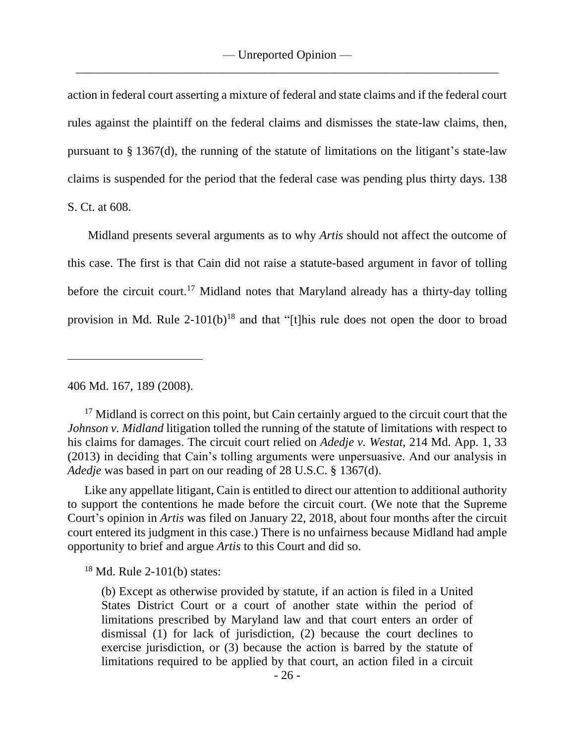action in federal court asserting a mixture of federal and state claims and if the federal court rules against the plaintiff on the federal claims and dismisses the state-law claims, then, pursuant to § 1367(d), the running of the statute of limitations on the litigant's state-law claims is suspended for the period that the federal case was pending plus thirty days. 138 S. Ct. at 608.

Midland presents several arguments as to why *Artis* should not affect the outcome of this case. The first is that Cain did not raise a statute-based argument in favor of tolling before the circuit court.[17] Midland notes that Maryland already has a thirty-day tolling provision in Md. Rule 2-101(b)[18] and that "[t]his rule does not open the door to broad

---

406 Md. 167, 189 (2008).

[17] Midland is correct on this point, but Cain certainly argued to the circuit court that the *Johnson v. Midland* litigation tolled the running of the statute of limitations with respect to his claims for damages. The circuit court relied on *Adedje v. Westat*, 214 Md. App. 1, 33 (2013) in deciding that Cain's tolling arguments were unpersuasive. And our analysis in *Adedje* was based in part on our reading of 28 U.S.C. § 1367(d).

Like any appellate litigant, Cain is entitled to direct our attention to additional authority to support the contentions he made before the circuit court. (We note that the Supreme Court's opinion in *Artis* was filed on January 22, 2018, about four months after the circuit court entered its judgment in this case.) There is no unfairness because Midland had ample opportunity to brief and argue *Artis* to this Court and did so.

[18] Md. Rule 2-101(b) states:

> (b) Except as otherwise provided by statute, if an action is filed in a United States District Court or a court of another state within the period of limitations prescribed by Maryland law and that court enters an order of dismissal (1) for lack of jurisdiction, (2) because the court declines to exercise jurisdiction, or (3) because the action is barred by the statute of limitations required to be applied by that court, an action filed in a circuit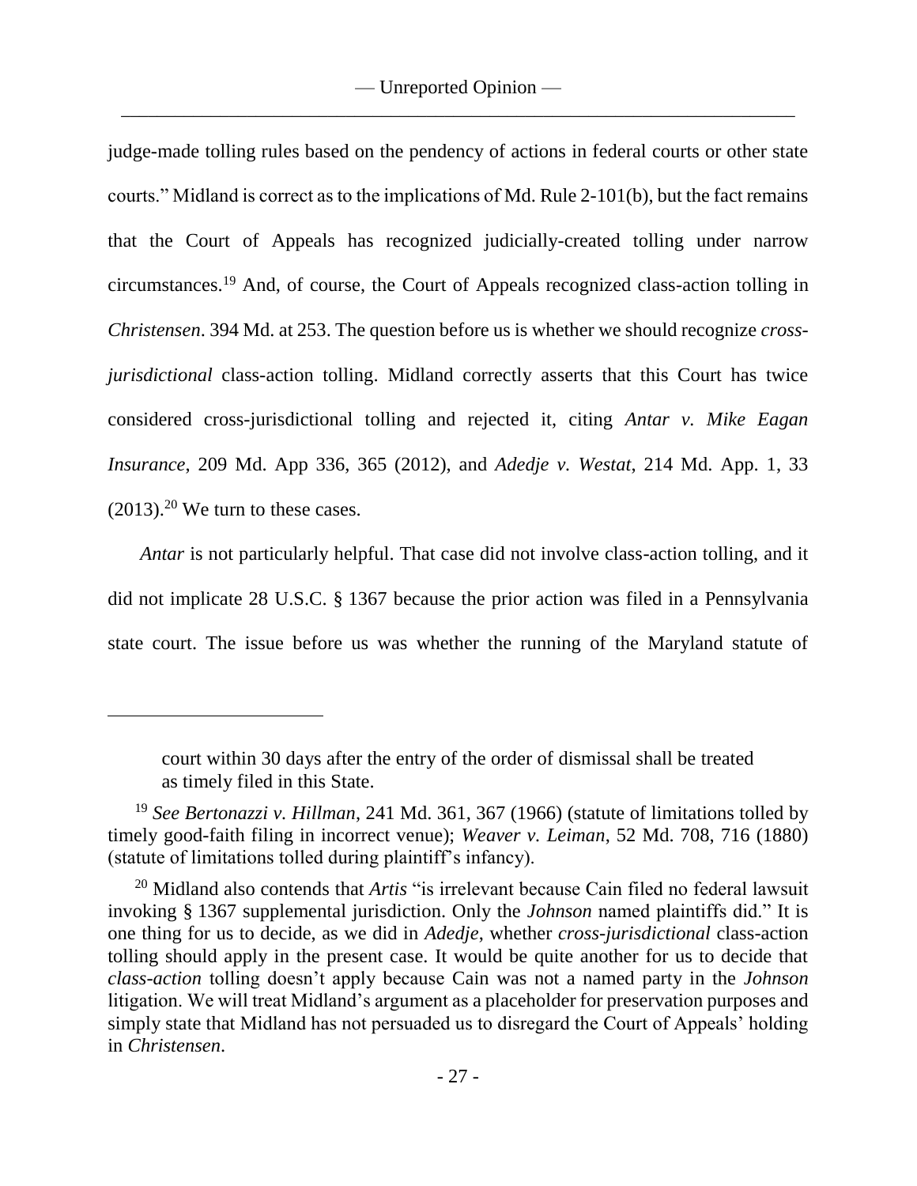judge-made tolling rules based on the pendency of actions in federal courts or other state courts." Midland is correct as to the implications of Md. Rule 2-101(b), but the fact remains that the Court of Appeals has recognized judicially-created tolling under narrow circumstances.[19] And, of course, the Court of Appeals recognized class-action tolling in *Christensen*. 394 Md. at 253. The question before us is whether we should recognize *cross-jurisdictional* class-action tolling. Midland correctly asserts that this Court has twice considered cross-jurisdictional tolling and rejected it, citing *Antar v. Mike Eagan Insurance*, 209 Md. App 336, 365 (2012), and *Adedje v. Westat*, 214 Md. App. 1, 33 (2013).[20] We turn to these cases.

*Antar* is not particularly helpful. That case did not involve class-action tolling, and it did not implicate 28 U.S.C. § 1367 because the prior action was filed in a Pennsylvania state court. The issue before us was whether the running of the Maryland statute of

---

> court within 30 days after the entry of the order of dismissal shall be treated as timely filed in this State.

[19] *See Bertonazzi v. Hillman*, 241 Md. 361, 367 (1966) (statute of limitations tolled by timely good-faith filing in incorrect venue); *Weaver v. Leiman*, 52 Md. 708, 716 (1880) (statute of limitations tolled during plaintiff's infancy).

[20] Midland also contends that *Artis* "is irrelevant because Cain filed no federal lawsuit invoking § 1367 supplemental jurisdiction. Only the *Johnson* named plaintiffs did." It is one thing for us to decide, as we did in *Adedje*, whether *cross-jurisdictional* class-action tolling should apply in the present case. It would be quite another for us to decide that *class-action* tolling doesn't apply because Cain was not a named party in the *Johnson* litigation. We will treat Midland's argument as a placeholder for preservation purposes and simply state that Midland has not persuaded us to disregard the Court of Appeals' holding in *Christensen*.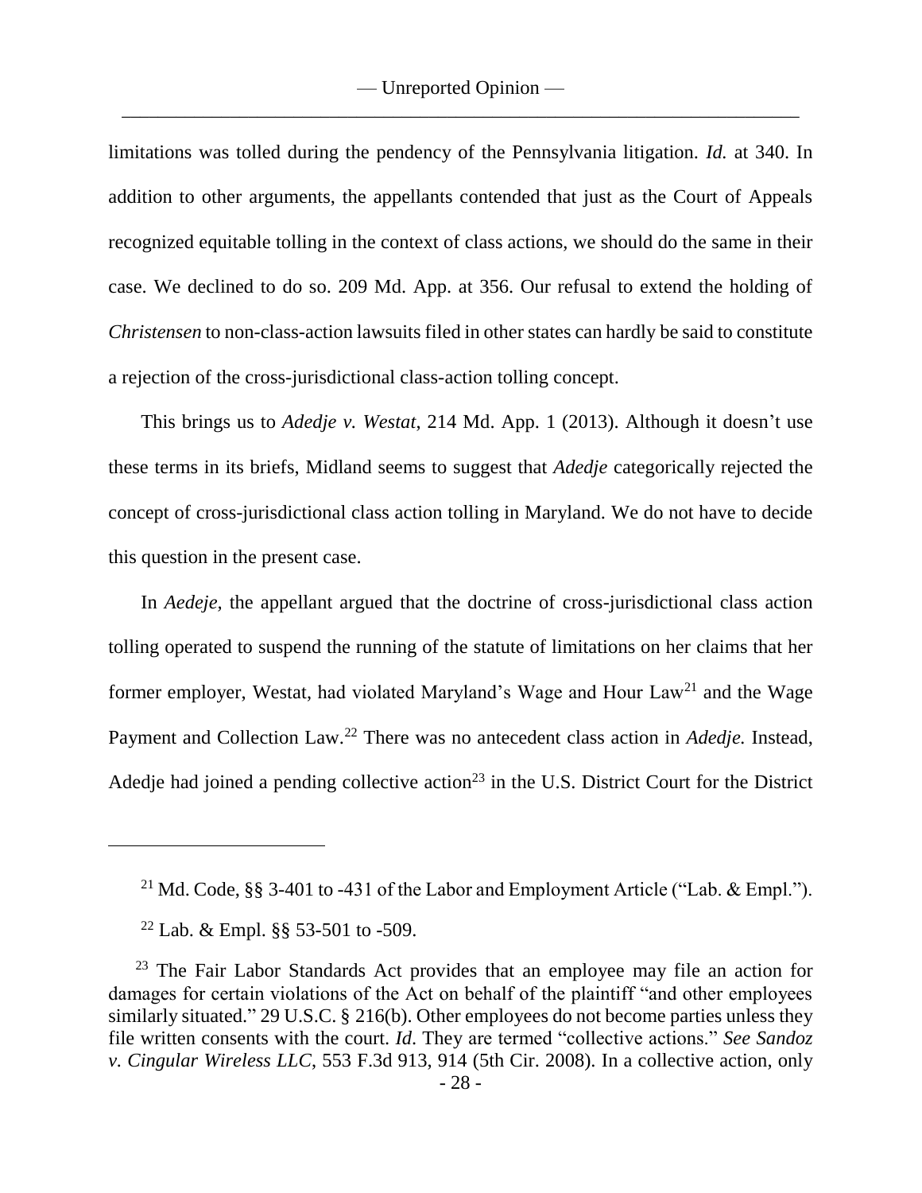limitations was tolled during the pendency of the Pennsylvania litigation. *Id.* at 340. In addition to other arguments, the appellants contended that just as the Court of Appeals recognized equitable tolling in the context of class actions, we should do the same in their case. We declined to do so. 209 Md. App. at 356. Our refusal to extend the holding of *Christensen* to non-class-action lawsuits filed in other states can hardly be said to constitute a rejection of the cross-jurisdictional class-action tolling concept.

This brings us to *Adedje v. Westat*, 214 Md. App. 1 (2013). Although it doesn't use these terms in its briefs, Midland seems to suggest that *Adedje* categorically rejected the concept of cross-jurisdictional class action tolling in Maryland. We do not have to decide this question in the present case.

In *Aedeje*, the appellant argued that the doctrine of cross-jurisdictional class action tolling operated to suspend the running of the statute of limitations on her claims that her former employer, Westat, had violated Maryland's Wage and Hour Law[21] and the Wage Payment and Collection Law.[22] There was no antecedent class action in *Adedje.* Instead, Adedje had joined a pending collective action[23] in the U.S. District Court for the District

---

[21] Md. Code, §§ 3-401 to -431 of the Labor and Employment Article ("Lab. & Empl.").

[22] Lab. & Empl. §§ 53-501 to -509.

[23] The Fair Labor Standards Act provides that an employee may file an action for damages for certain violations of the Act on behalf of the plaintiff "and other employees similarly situated." 29 U.S.C. § 216(b). Other employees do not become parties unless they file written consents with the court. *Id*. They are termed "collective actions." *See Sandoz v. Cingular Wireless LLC*, 553 F.3d 913, 914 (5th Cir. 2008). In a collective action, only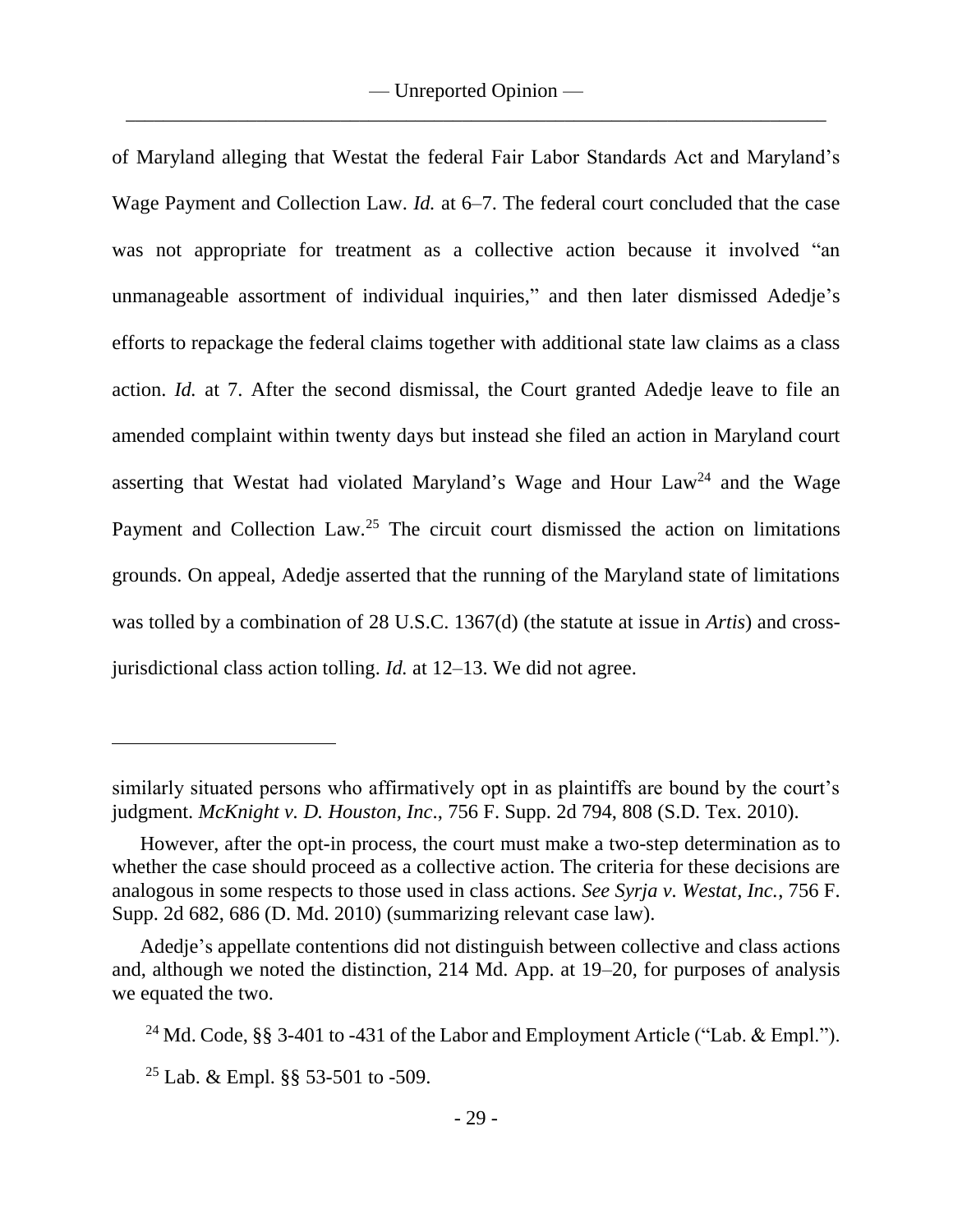of Maryland alleging that Westat the federal Fair Labor Standards Act and Maryland's Wage Payment and Collection Law. *Id.* at 6–7. The federal court concluded that the case was not appropriate for treatment as a collective action because it involved "an unmanageable assortment of individual inquiries," and then later dismissed Adedje's efforts to repackage the federal claims together with additional state law claims as a class action. *Id.* at 7. After the second dismissal, the Court granted Adedje leave to file an amended complaint within twenty days but instead she filed an action in Maryland court asserting that Westat had violated Maryland's Wage and Hour Law[24] and the Wage Payment and Collection Law.[25] The circuit court dismissed the action on limitations grounds. On appeal, Adedje asserted that the running of the Maryland state of limitations was tolled by a combination of 28 U.S.C. 1367(d) (the statute at issue in *Artis*) and cross-jurisdictional class action tolling. *Id.* at 12–13. We did not agree.

---

similarly situated persons who affirmatively opt in as plaintiffs are bound by the court's judgment. *McKnight v. D. Houston, Inc*., 756 F. Supp. 2d 794, 808 (S.D. Tex. 2010).

However, after the opt-in process, the court must make a two-step determination as to whether the case should proceed as a collective action. The criteria for these decisions are analogous in some respects to those used in class actions. *See Syrja v. Westat, Inc.*, 756 F. Supp. 2d 682, 686 (D. Md. 2010) (summarizing relevant case law).

Adedje's appellate contentions did not distinguish between collective and class actions and, although we noted the distinction, 214 Md. App. at 19–20, for purposes of analysis we equated the two.

[24] Md. Code, §§ 3-401 to -431 of the Labor and Employment Article ("Lab. & Empl.").

[25] Lab. & Empl. §§ 53-501 to -509.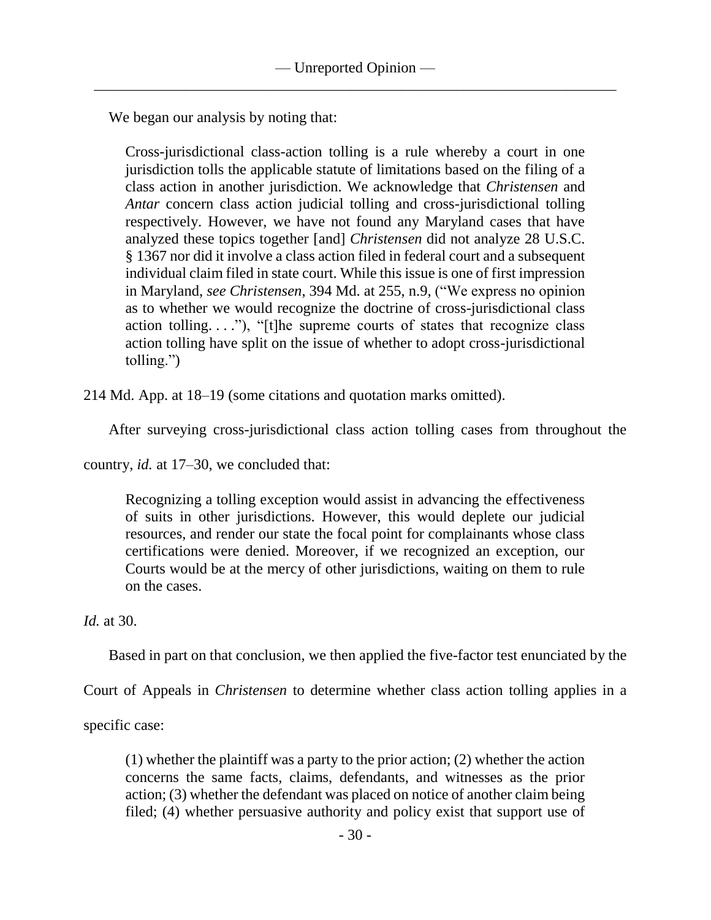We began our analysis by noting that:

> Cross-jurisdictional class-action tolling is a rule whereby a court in one jurisdiction tolls the applicable statute of limitations based on the filing of a class action in another jurisdiction. We acknowledge that *Christensen* and *Antar* concern class action judicial tolling and cross-jurisdictional tolling respectively. However, we have not found any Maryland cases that have analyzed these topics together [and] *Christensen* did not analyze 28 U.S.C. § 1367 nor did it involve a class action filed in federal court and a subsequent individual claim filed in state court. While this issue is one of first impression in Maryland, *see Christensen*, 394 Md. at 255, n.9, ("We express no opinion as to whether we would recognize the doctrine of cross-jurisdictional class action tolling. . . ."), "[t]he supreme courts of states that recognize class action tolling have split on the issue of whether to adopt cross-jurisdictional tolling.")

214 Md. App. at 18–19 (some citations and quotation marks omitted).

After surveying cross-jurisdictional class action tolling cases from throughout the country, *id.* at 17–30, we concluded that:

> Recognizing a tolling exception would assist in advancing the effectiveness of suits in other jurisdictions. However, this would deplete our judicial resources, and render our state the focal point for complainants whose class certifications were denied. Moreover, if we recognized an exception, our Courts would be at the mercy of other jurisdictions, waiting on them to rule on the cases.

*Id.* at 30.

Based in part on that conclusion, we then applied the five-factor test enunciated by the Court of Appeals in *Christensen* to determine whether class action tolling applies in a specific case:

> (1) whether the plaintiff was a party to the prior action; (2) whether the action concerns the same facts, claims, defendants, and witnesses as the prior action; (3) whether the defendant was placed on notice of another claim being filed; (4) whether persuasive authority and policy exist that support use of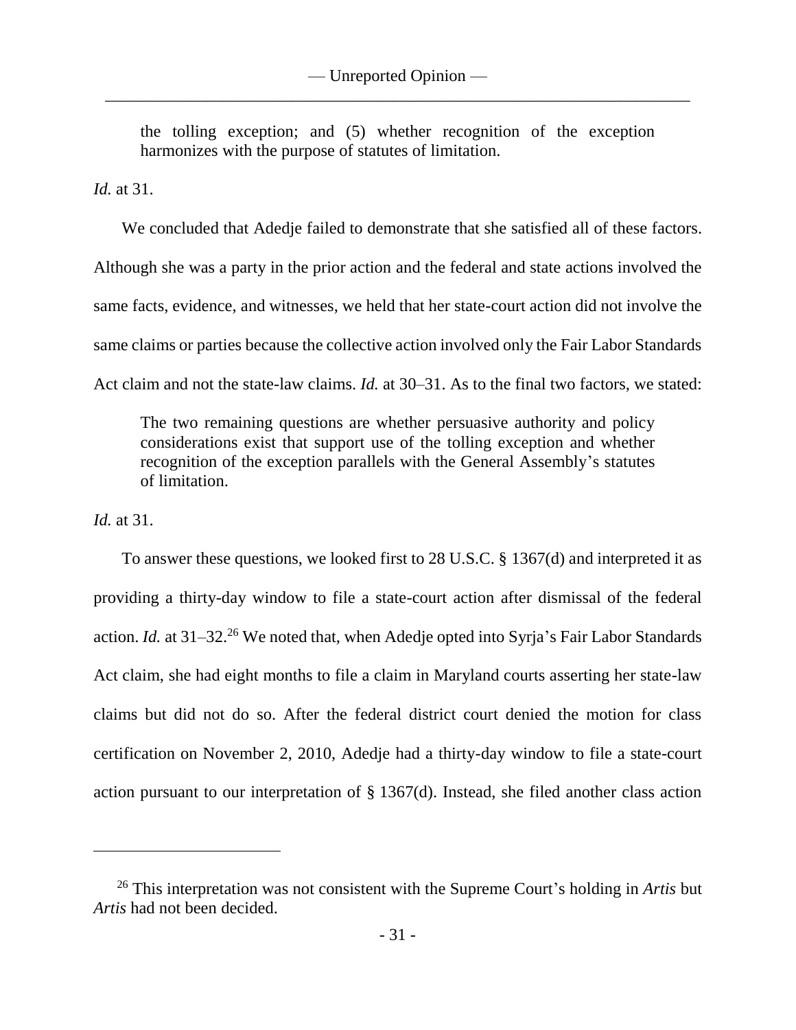> the tolling exception; and (5) whether recognition of the exception harmonizes with the purpose of statutes of limitation.

*Id.* at 31.

We concluded that Adedje failed to demonstrate that she satisfied all of these factors. Although she was a party in the prior action and the federal and state actions involved the same facts, evidence, and witnesses, we held that her state-court action did not involve the same claims or parties because the collective action involved only the Fair Labor Standards Act claim and not the state-law claims. *Id.* at 30–31. As to the final two factors, we stated:

> The two remaining questions are whether persuasive authority and policy considerations exist that support use of the tolling exception and whether recognition of the exception parallels with the General Assembly's statutes of limitation.

*Id.* at 31.

To answer these questions, we looked first to 28 U.S.C. § 1367(d) and interpreted it as providing a thirty-day window to file a state-court action after dismissal of the federal action. *Id.* at 31–32.[26] We noted that, when Adedje opted into Syrja's Fair Labor Standards Act claim, she had eight months to file a claim in Maryland courts asserting her state-law claims but did not do so. After the federal district court denied the motion for class certification on November 2, 2010, Adedje had a thirty-day window to file a state-court action pursuant to our interpretation of § 1367(d). Instead, she filed another class action

---

[26] This interpretation was not consistent with the Supreme Court's holding in *Artis* but *Artis* had not been decided.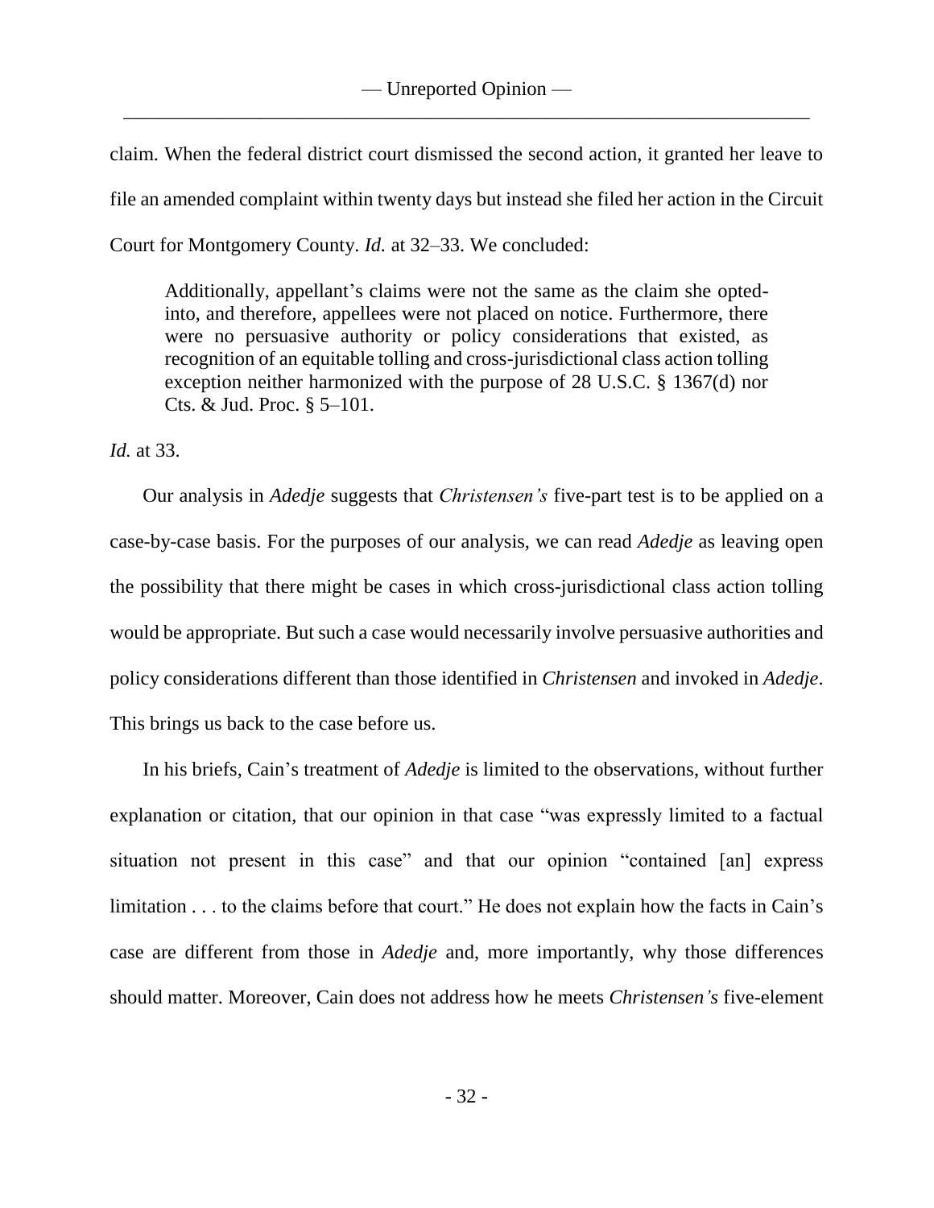claim. When the federal district court dismissed the second action, it granted her leave to file an amended complaint within twenty days but instead she filed her action in the Circuit Court for Montgomery County. *Id.* at 32–33. We concluded:

> Additionally, appellant's claims were not the same as the claim she opted-into, and therefore, appellees were not placed on notice. Furthermore, there were no persuasive authority or policy considerations that existed, as recognition of an equitable tolling and cross-jurisdictional class action tolling exception neither harmonized with the purpose of 28 U.S.C. § 1367(d) nor Cts. & Jud. Proc. § 5–101.

*Id.* at 33.

Our analysis in *Adedje* suggests that *Christensen's* five-part test is to be applied on a case-by-case basis. For the purposes of our analysis, we can read *Adedje* as leaving open the possibility that there might be cases in which cross-jurisdictional class action tolling would be appropriate. But such a case would necessarily involve persuasive authorities and policy considerations different than those identified in *Christensen* and invoked in *Adedje*. This brings us back to the case before us.

In his briefs, Cain's treatment of *Adedje* is limited to the observations, without further explanation or citation, that our opinion in that case "was expressly limited to a factual situation not present in this case" and that our opinion "contained [an] express limitation . . . to the claims before that court." He does not explain how the facts in Cain's case are different from those in *Adedje* and, more importantly, why those differences should matter. Moreover, Cain does not address how he meets *Christensen's* five-element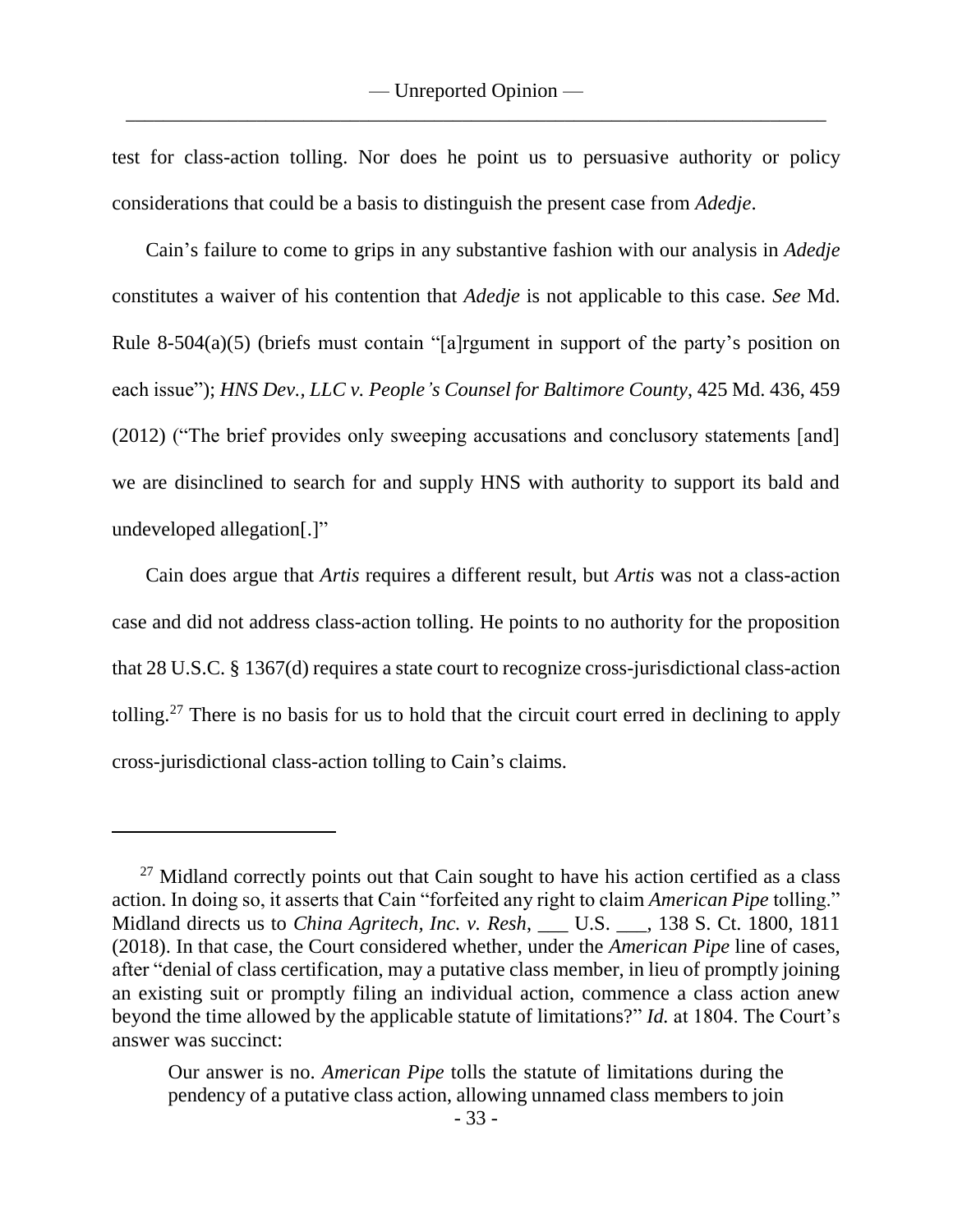test for class-action tolling. Nor does he point us to persuasive authority or policy considerations that could be a basis to distinguish the present case from *Adedje*.

Cain's failure to come to grips in any substantive fashion with our analysis in *Adedje* constitutes a waiver of his contention that *Adedje* is not applicable to this case. *See* Md. Rule 8-504(a)(5) (briefs must contain "[a]rgument in support of the party's position on each issue"); *HNS Dev., LLC v. People's Counsel for Baltimore County*, 425 Md. 436, 459 (2012) ("The brief provides only sweeping accusations and conclusory statements [and] we are disinclined to search for and supply HNS with authority to support its bald and undeveloped allegation[.]"

Cain does argue that *Artis* requires a different result, but *Artis* was not a class-action case and did not address class-action tolling. He points to no authority for the proposition that 28 U.S.C. § 1367(d) requires a state court to recognize cross-jurisdictional class-action tolling.[27] There is no basis for us to hold that the circuit court erred in declining to apply cross-jurisdictional class-action tolling to Cain's claims.

---

[27] Midland correctly points out that Cain sought to have his action certified as a class action. In doing so, it asserts that Cain "forfeited any right to claim *American Pipe* tolling." Midland directs us to *China Agritech, Inc. v. Resh*, ___ U.S. ___, 138 S. Ct. 1800, 1811 (2018). In that case, the Court considered whether, under the *American Pipe* line of cases, after "denial of class certification, may a putative class member, in lieu of promptly joining an existing suit or promptly filing an individual action, commence a class action anew beyond the time allowed by the applicable statute of limitations?" *Id.* at 1804. The Court's answer was succinct:

> Our answer is no. *American Pipe* tolls the statute of limitations during the pendency of a putative class action, allowing unnamed class members to join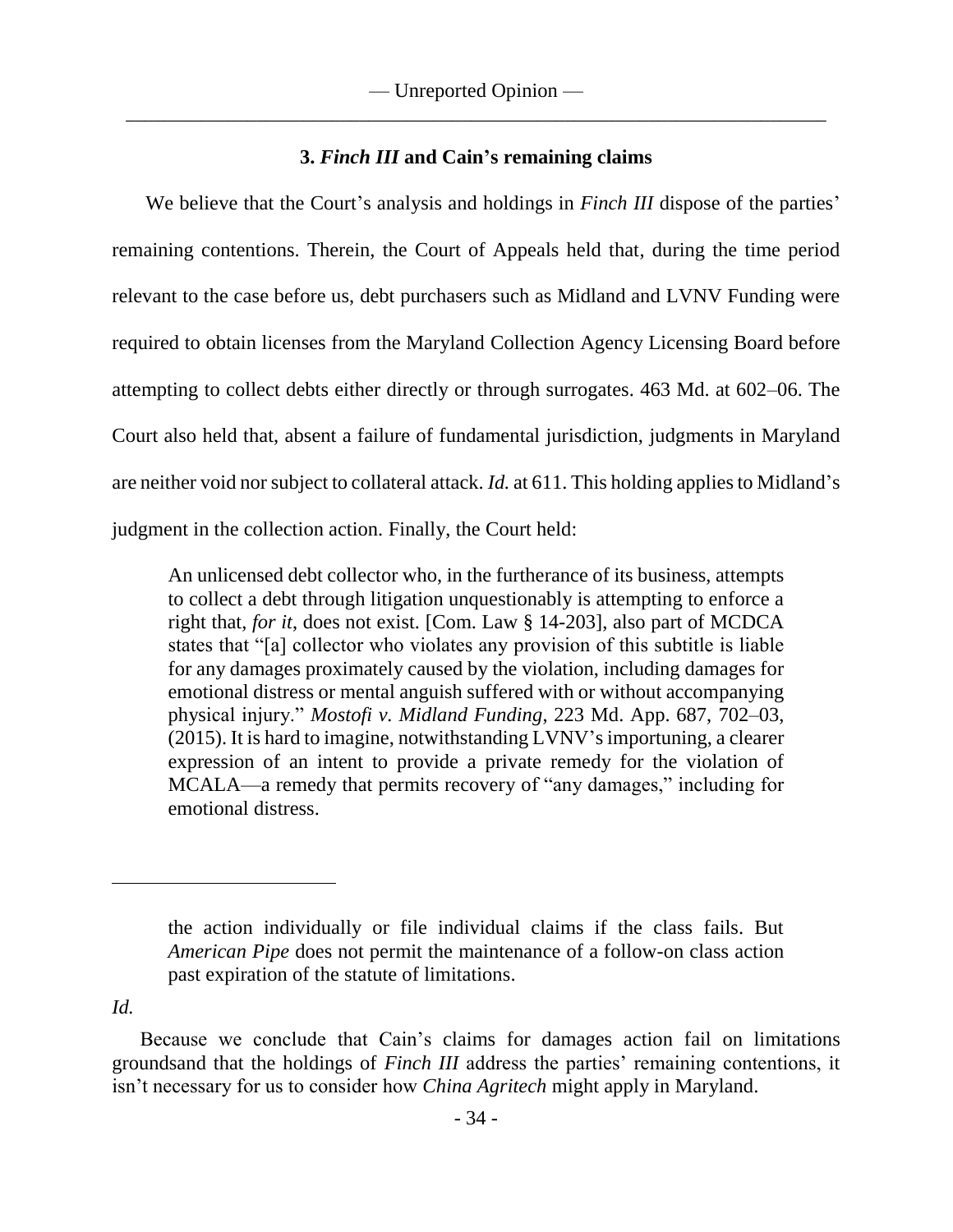### 3. *Finch III* and Cain's remaining claims

We believe that the Court's analysis and holdings in *Finch III* dispose of the parties' remaining contentions. Therein, the Court of Appeals held that, during the time period relevant to the case before us, debt purchasers such as Midland and LVNV Funding were required to obtain licenses from the Maryland Collection Agency Licensing Board before attempting to collect debts either directly or through surrogates. 463 Md. at 602–06. The Court also held that, absent a failure of fundamental jurisdiction, judgments in Maryland are neither void nor subject to collateral attack. *Id.* at 611. This holding applies to Midland's judgment in the collection action. Finally, the Court held:

> An unlicensed debt collector who, in the furtherance of its business, attempts to collect a debt through litigation unquestionably is attempting to enforce a right that, *for it*, does not exist. [Com. Law § 14-203], also part of MCDCA states that "[a] collector who violates any provision of this subtitle is liable for any damages proximately caused by the violation, including damages for emotional distress or mental anguish suffered with or without accompanying physical injury." *Mostofi v. Midland Funding*, 223 Md. App. 687, 702–03, (2015). It is hard to imagine, notwithstanding LVNV's importuning, a clearer expression of an intent to provide a private remedy for the violation of MCALA—a remedy that permits recovery of "any damages," including for emotional distress.

---

> the action individually or file individual claims if the class fails. But *American Pipe* does not permit the maintenance of a follow-on class action past expiration of the statute of limitations.

*Id.*

Because we conclude that Cain's claims for damages action fail on limitations groundsand that the holdings of *Finch III* address the parties' remaining contentions, it isn't necessary for us to consider how *China Agritech* might apply in Maryland.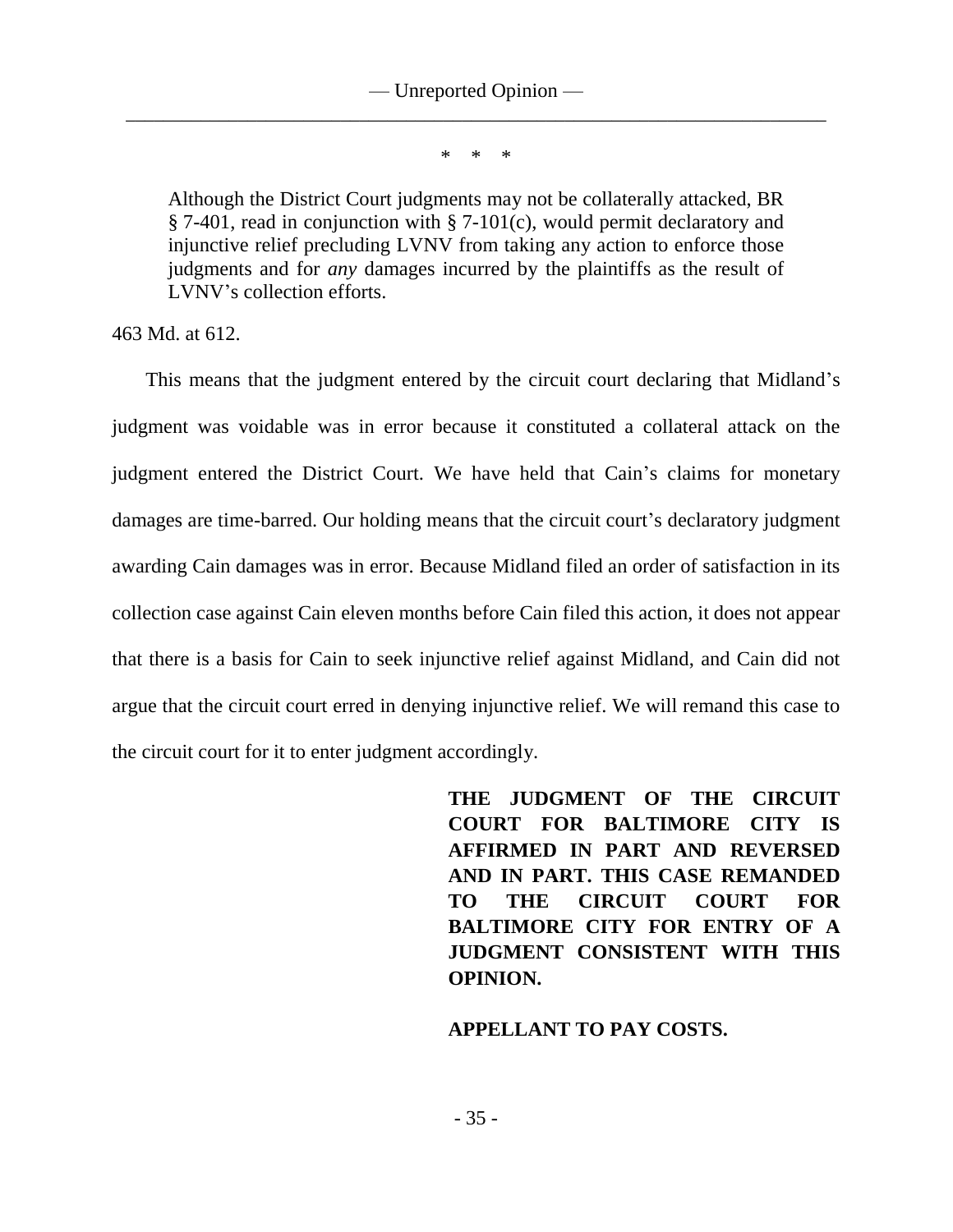\* \* \*

> Although the District Court judgments may not be collaterally attacked, BR § 7-401, read in conjunction with § 7-101(c), would permit declaratory and injunctive relief precluding LVNV from taking any action to enforce those judgments and for *any* damages incurred by the plaintiffs as the result of LVNV's collection efforts.

463 Md. at 612.

This means that the judgment entered by the circuit court declaring that Midland's judgment was voidable was in error because it constituted a collateral attack on the judgment entered the District Court. We have held that Cain's claims for monetary damages are time-barred. Our holding means that the circuit court's declaratory judgment awarding Cain damages was in error. Because Midland filed an order of satisfaction in its collection case against Cain eleven months before Cain filed this action, it does not appear that there is a basis for Cain to seek injunctive relief against Midland, and Cain did not argue that the circuit court erred in denying injunctive relief. We will remand this case to the circuit court for it to enter judgment accordingly.

**THE JUDGMENT OF THE CIRCUIT COURT FOR BALTIMORE CITY IS AFFIRMED IN PART AND REVERSED AND IN PART. THIS CASE REMANDED TO THE CIRCUIT COURT FOR BALTIMORE CITY FOR ENTRY OF A JUDGMENT CONSISTENT WITH THIS OPINION.**

**APPELLANT TO PAY COSTS.**